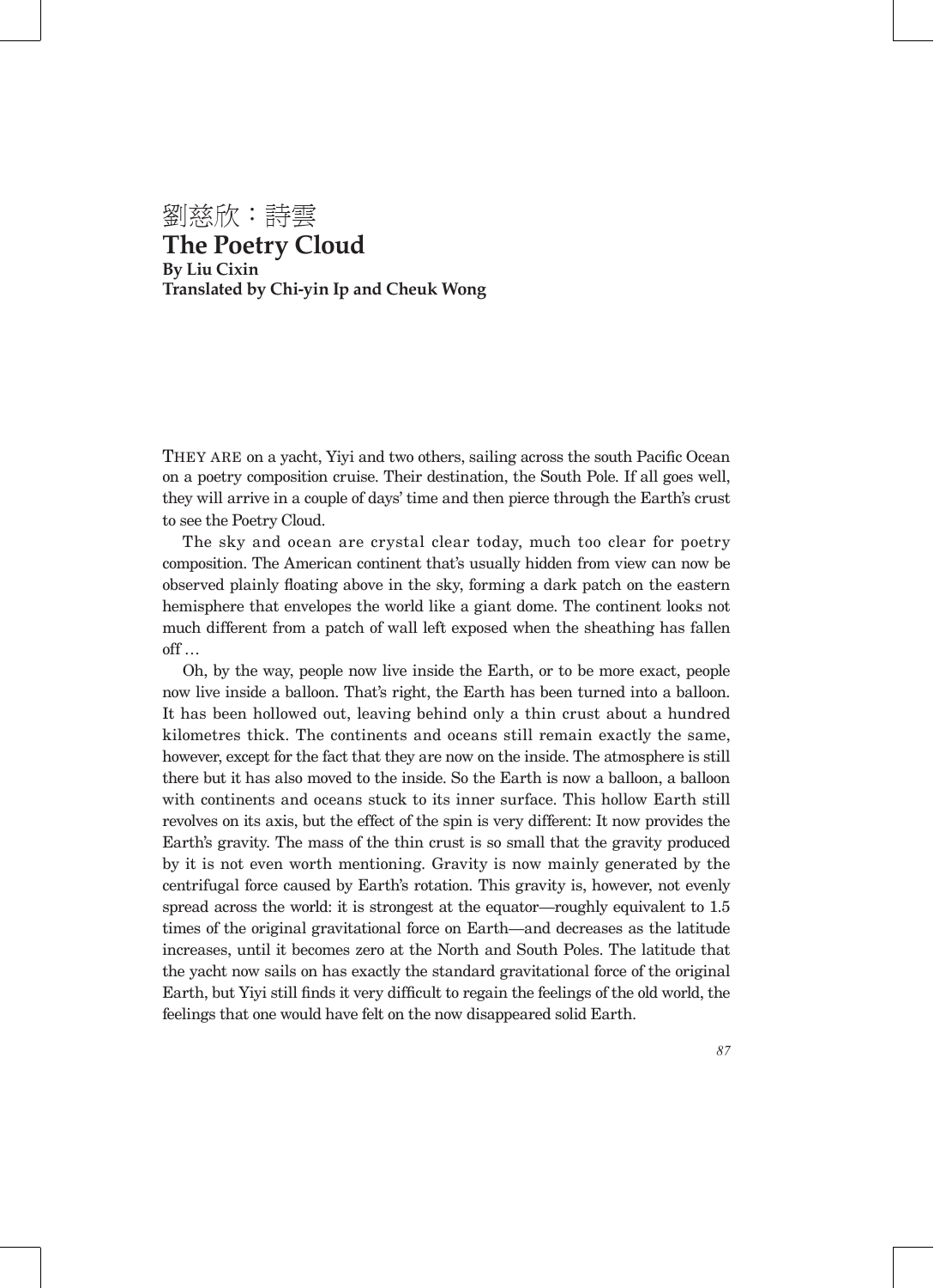劉慈欣：詩雲

# The Poetry Cloud

**By Liu Cixin**
**Translated by Chi-yin Ip and Cheuk Wong**

THEY ARE on a yacht, Yiyi and two others, sailing across the south Pacific Ocean on a poetry composition cruise. Their destination, the South Pole. If all goes well, they will arrive in a couple of days' time and then pierce through the Earth's crust to see the Poetry Cloud.

The sky and ocean are crystal clear today, much too clear for poetry composition. The American continent that's usually hidden from view can now be observed plainly floating above in the sky, forming a dark patch on the eastern hemisphere that envelopes the world like a giant dome. The continent looks not much different from a patch of wall left exposed when the sheathing has fallen off …

Oh, by the way, people now live inside the Earth, or to be more exact, people now live inside a balloon. That's right, the Earth has been turned into a balloon. It has been hollowed out, leaving behind only a thin crust about a hundred kilometres thick. The continents and oceans still remain exactly the same, however, except for the fact that they are now on the inside. The atmosphere is still there but it has also moved to the inside. So the Earth is now a balloon, a balloon with continents and oceans stuck to its inner surface. This hollow Earth still revolves on its axis, but the effect of the spin is very different: It now provides the Earth's gravity. The mass of the thin crust is so small that the gravity produced by it is not even worth mentioning. Gravity is now mainly generated by the centrifugal force caused by Earth's rotation. This gravity is, however, not evenly spread across the world: it is strongest at the equator—roughly equivalent to 1.5 times of the original gravitational force on Earth—and decreases as the latitude increases, until it becomes zero at the North and South Poles. The latitude that the yacht now sails on has exactly the standard gravitational force of the original Earth, but Yiyi still finds it very difficult to regain the feelings of the old world, the feelings that one would have felt on the now disappeared solid Earth.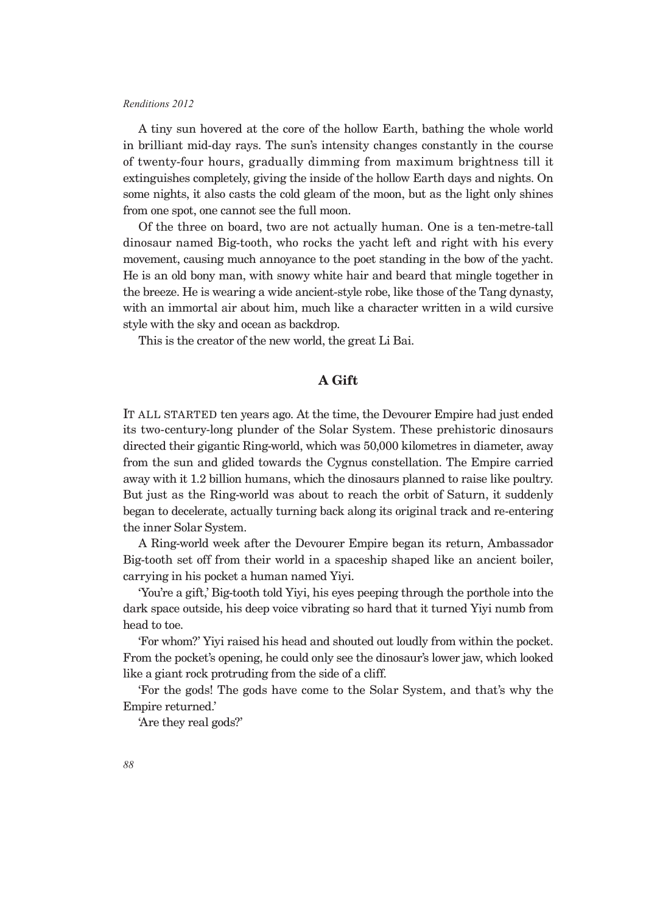A tiny sun hovered at the core of the hollow Earth, bathing the whole world in brilliant mid-day rays. The sun's intensity changes constantly in the course of twenty-four hours, gradually dimming from maximum brightness till it extinguishes completely, giving the inside of the hollow Earth days and nights. On some nights, it also casts the cold gleam of the moon, but as the light only shines from one spot, one cannot see the full moon.

Of the three on board, two are not actually human. One is a ten-metre-tall dinosaur named Big-tooth, who rocks the yacht left and right with his every movement, causing much annoyance to the poet standing in the bow of the yacht. He is an old bony man, with snowy white hair and beard that mingle together in the breeze. He is wearing a wide ancient-style robe, like those of the Tang dynasty, with an immortal air about him, much like a character written in a wild cursive style with the sky and ocean as backdrop.

This is the creator of the new world, the great Li Bai.

## A Gift

IT ALL STARTED ten years ago. At the time, the Devourer Empire had just ended its two-century-long plunder of the Solar System. These prehistoric dinosaurs directed their gigantic Ring-world, which was 50,000 kilometres in diameter, away from the sun and glided towards the Cygnus constellation. The Empire carried away with it 1.2 billion humans, which the dinosaurs planned to raise like poultry. But just as the Ring-world was about to reach the orbit of Saturn, it suddenly began to decelerate, actually turning back along its original track and re-entering the inner Solar System.

A Ring-world week after the Devourer Empire began its return, Ambassador Big-tooth set off from their world in a spaceship shaped like an ancient boiler, carrying in his pocket a human named Yiyi.

'You're a gift,' Big-tooth told Yiyi, his eyes peeping through the porthole into the dark space outside, his deep voice vibrating so hard that it turned Yiyi numb from head to toe.

'For whom?' Yiyi raised his head and shouted out loudly from within the pocket. From the pocket's opening, he could only see the dinosaur's lower jaw, which looked like a giant rock protruding from the side of a cliff.

'For the gods! The gods have come to the Solar System, and that's why the Empire returned.'

'Are they real gods?'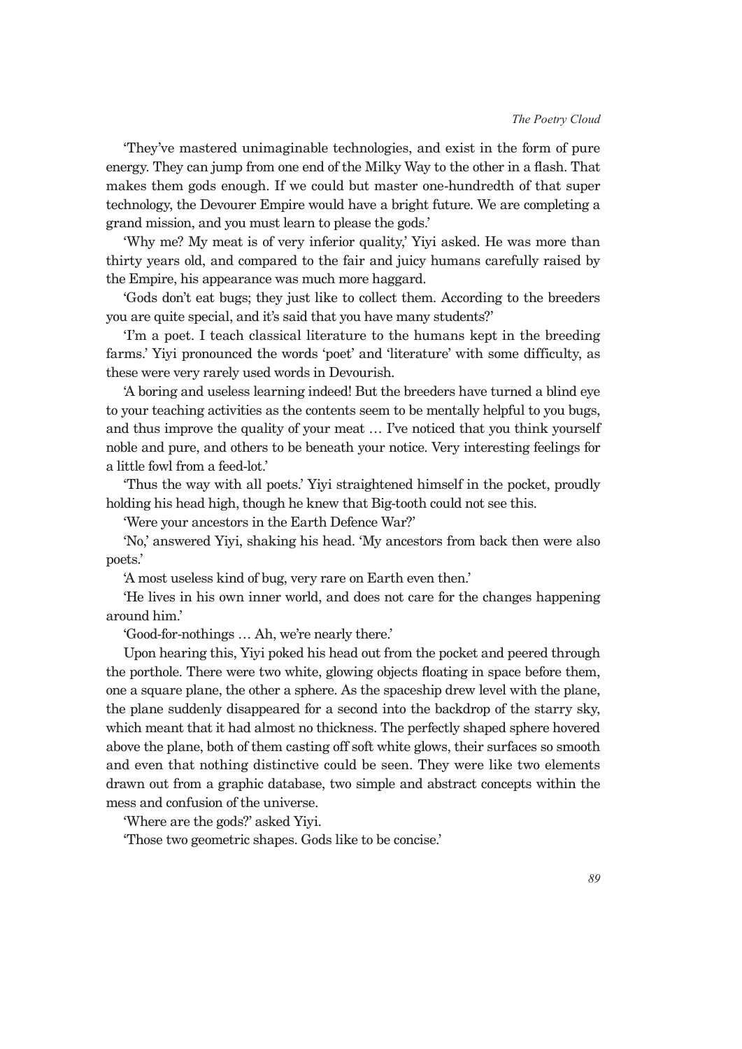'They've mastered unimaginable technologies, and exist in the form of pure energy. They can jump from one end of the Milky Way to the other in a flash. That makes them gods enough. If we could but master one-hundredth of that super technology, the Devourer Empire would have a bright future. We are completing a grand mission, and you must learn to please the gods.'

'Why me? My meat is of very inferior quality,' Yiyi asked. He was more than thirty years old, and compared to the fair and juicy humans carefully raised by the Empire, his appearance was much more haggard.

'Gods don't eat bugs; they just like to collect them. According to the breeders you are quite special, and it's said that you have many students?'

'I'm a poet. I teach classical literature to the humans kept in the breeding farms.' Yiyi pronounced the words 'poet' and 'literature' with some difficulty, as these were very rarely used words in Devourish.

'A boring and useless learning indeed! But the breeders have turned a blind eye to your teaching activities as the contents seem to be mentally helpful to you bugs, and thus improve the quality of your meat … I've noticed that you think yourself noble and pure, and others to be beneath your notice. Very interesting feelings for a little fowl from a feed-lot.'

'Thus the way with all poets.' Yiyi straightened himself in the pocket, proudly holding his head high, though he knew that Big-tooth could not see this.

'Were your ancestors in the Earth Defence War?'

'No,' answered Yiyi, shaking his head. 'My ancestors from back then were also poets.'

'A most useless kind of bug, very rare on Earth even then.'

'He lives in his own inner world, and does not care for the changes happening around him.'

'Good-for-nothings … Ah, we're nearly there.'

Upon hearing this, Yiyi poked his head out from the pocket and peered through the porthole. There were two white, glowing objects floating in space before them, one a square plane, the other a sphere. As the spaceship drew level with the plane, the plane suddenly disappeared for a second into the backdrop of the starry sky, which meant that it had almost no thickness. The perfectly shaped sphere hovered above the plane, both of them casting off soft white glows, their surfaces so smooth and even that nothing distinctive could be seen. They were like two elements drawn out from a graphic database, two simple and abstract concepts within the mess and confusion of the universe.

'Where are the gods?' asked Yiyi.

'Those two geometric shapes. Gods like to be concise.'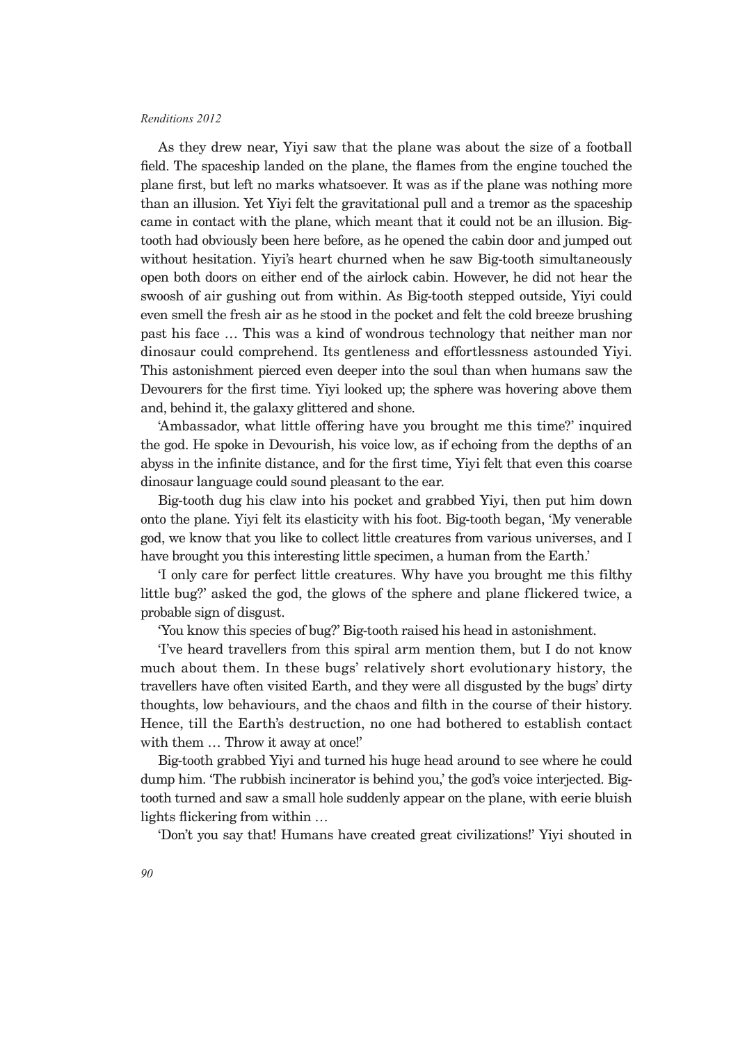As they drew near, Yiyi saw that the plane was about the size of a football field. The spaceship landed on the plane, the flames from the engine touched the plane first, but left no marks whatsoever. It was as if the plane was nothing more than an illusion. Yet Yiyi felt the gravitational pull and a tremor as the spaceship came in contact with the plane, which meant that it could not be an illusion. Big-tooth had obviously been here before, as he opened the cabin door and jumped out without hesitation. Yiyi's heart churned when he saw Big-tooth simultaneously open both doors on either end of the airlock cabin. However, he did not hear the swoosh of air gushing out from within. As Big-tooth stepped outside, Yiyi could even smell the fresh air as he stood in the pocket and felt the cold breeze brushing past his face … This was a kind of wondrous technology that neither man nor dinosaur could comprehend. Its gentleness and effortlessness astounded Yiyi. This astonishment pierced even deeper into the soul than when humans saw the Devourers for the first time. Yiyi looked up; the sphere was hovering above them and, behind it, the galaxy glittered and shone.

'Ambassador, what little offering have you brought me this time?' inquired the god. He spoke in Devourish, his voice low, as if echoing from the depths of an abyss in the infinite distance, and for the first time, Yiyi felt that even this coarse dinosaur language could sound pleasant to the ear.

Big-tooth dug his claw into his pocket and grabbed Yiyi, then put him down onto the plane. Yiyi felt its elasticity with his foot. Big-tooth began, 'My venerable god, we know that you like to collect little creatures from various universes, and I have brought you this interesting little specimen, a human from the Earth.'

'I only care for perfect little creatures. Why have you brought me this filthy little bug?' asked the god, the glows of the sphere and plane flickered twice, a probable sign of disgust.

'You know this species of bug?' Big-tooth raised his head in astonishment.

'I've heard travellers from this spiral arm mention them, but I do not know much about them. In these bugs' relatively short evolutionary history, the travellers have often visited Earth, and they were all disgusted by the bugs' dirty thoughts, low behaviours, and the chaos and filth in the course of their history. Hence, till the Earth's destruction, no one had bothered to establish contact with them … Throw it away at once!'

Big-tooth grabbed Yiyi and turned his huge head around to see where he could dump him. 'The rubbish incinerator is behind you,' the god's voice interjected. Big-tooth turned and saw a small hole suddenly appear on the plane, with eerie bluish lights flickering from within …

'Don't you say that! Humans have created great civilizations!' Yiyi shouted in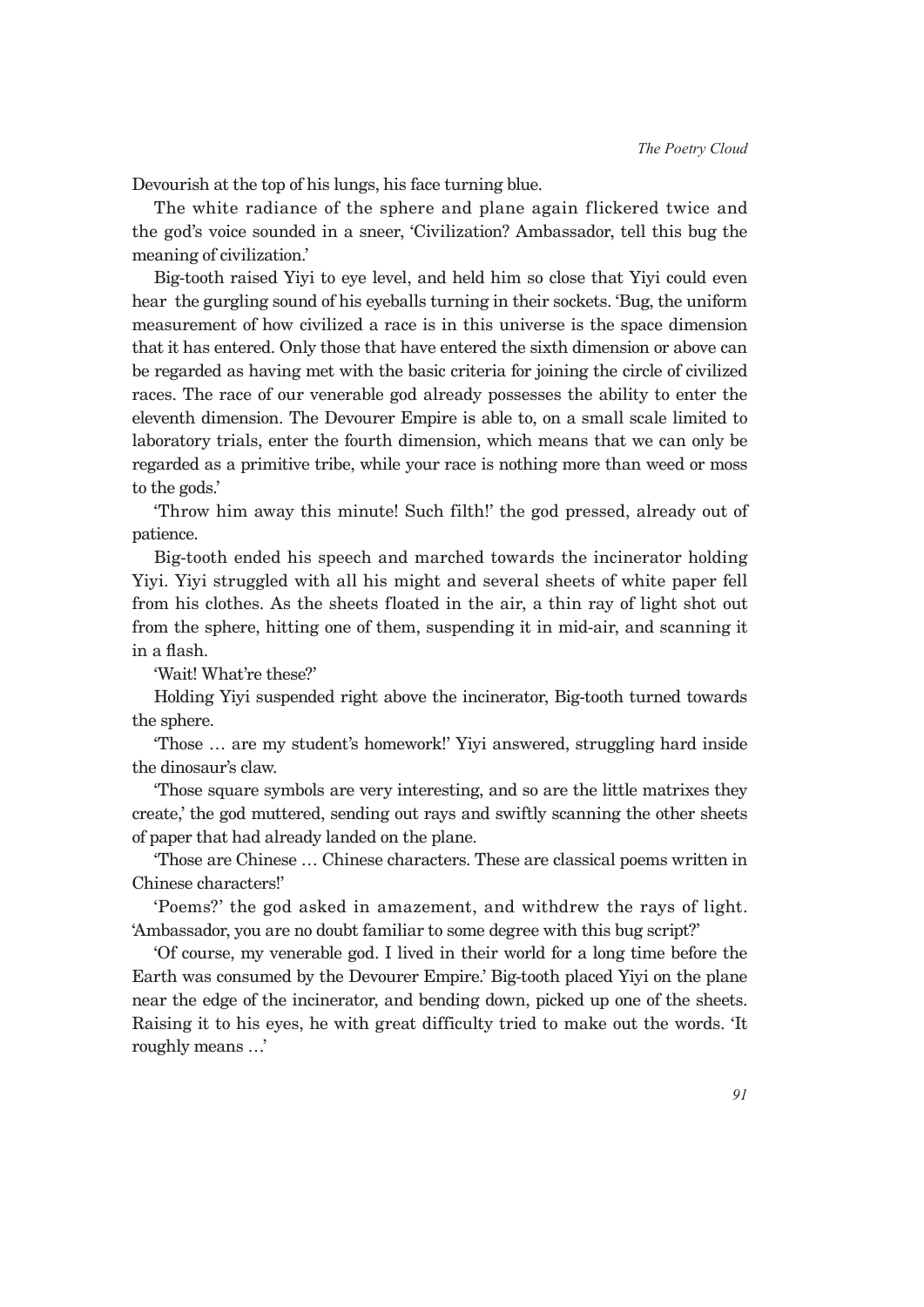Devourish at the top of his lungs, his face turning blue.

The white radiance of the sphere and plane again flickered twice and the god's voice sounded in a sneer, 'Civilization? Ambassador, tell this bug the meaning of civilization.'

Big-tooth raised Yiyi to eye level, and held him so close that Yiyi could even hear the gurgling sound of his eyeballs turning in their sockets. 'Bug, the uniform measurement of how civilized a race is in this universe is the space dimension that it has entered. Only those that have entered the sixth dimension or above can be regarded as having met with the basic criteria for joining the circle of civilized races. The race of our venerable god already possesses the ability to enter the eleventh dimension. The Devourer Empire is able to, on a small scale limited to laboratory trials, enter the fourth dimension, which means that we can only be regarded as a primitive tribe, while your race is nothing more than weed or moss to the gods.'

'Throw him away this minute! Such filth!' the god pressed, already out of patience.

Big-tooth ended his speech and marched towards the incinerator holding Yiyi. Yiyi struggled with all his might and several sheets of white paper fell from his clothes. As the sheets floated in the air, a thin ray of light shot out from the sphere, hitting one of them, suspending it in mid-air, and scanning it in a flash.

'Wait! What're these?'

Holding Yiyi suspended right above the incinerator, Big-tooth turned towards the sphere.

'Those … are my student's homework!' Yiyi answered, struggling hard inside the dinosaur's claw.

'Those square symbols are very interesting, and so are the little matrixes they create,' the god muttered, sending out rays and swiftly scanning the other sheets of paper that had already landed on the plane.

'Those are Chinese … Chinese characters. These are classical poems written in Chinese characters!'

'Poems?' the god asked in amazement, and withdrew the rays of light. 'Ambassador, you are no doubt familiar to some degree with this bug script?'

'Of course, my venerable god. I lived in their world for a long time before the Earth was consumed by the Devourer Empire.' Big-tooth placed Yiyi on the plane near the edge of the incinerator, and bending down, picked up one of the sheets. Raising it to his eyes, he with great difficulty tried to make out the words. 'It roughly means …'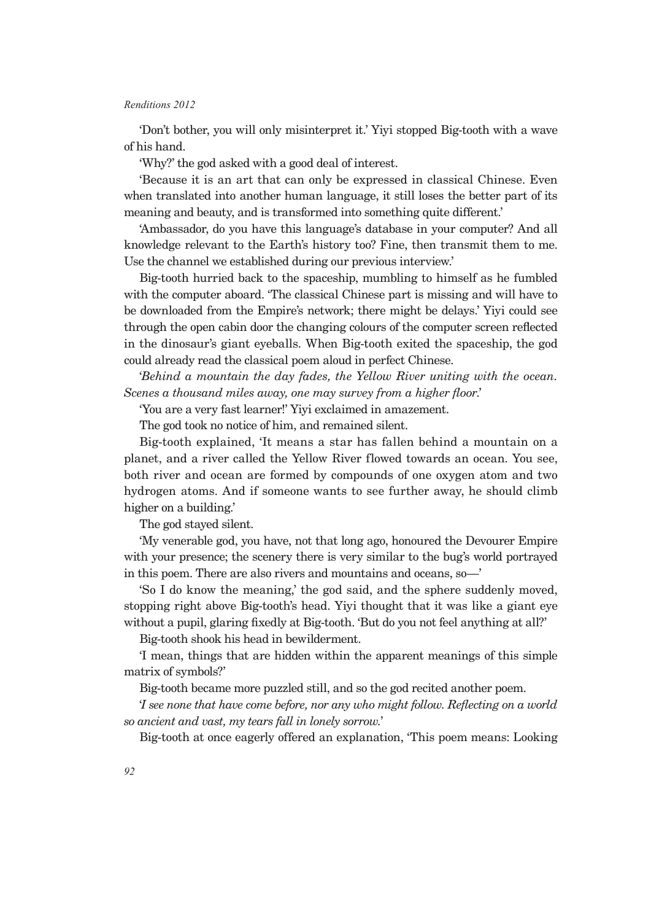'Don't bother, you will only misinterpret it.' Yiyi stopped Big-tooth with a wave of his hand.

'Why?' the god asked with a good deal of interest.

'Because it is an art that can only be expressed in classical Chinese. Even when translated into another human language, it still loses the better part of its meaning and beauty, and is transformed into something quite different.'

'Ambassador, do you have this language's database in your computer? And all knowledge relevant to the Earth's history too? Fine, then transmit them to me. Use the channel we established during our previous interview.'

Big-tooth hurried back to the spaceship, mumbling to himself as he fumbled with the computer aboard. 'The classical Chinese part is missing and will have to be downloaded from the Empire's network; there might be delays.' Yiyi could see through the open cabin door the changing colours of the computer screen reflected in the dinosaur's giant eyeballs. When Big-tooth exited the spaceship, the god could already read the classical poem aloud in perfect Chinese.

'*Behind a mountain the day fades, the Yellow River uniting with the ocean. Scenes a thousand miles away, one may survey from a higher floor.*'

'You are a very fast learner!' Yiyi exclaimed in amazement.

The god took no notice of him, and remained silent.

Big-tooth explained, 'It means a star has fallen behind a mountain on a planet, and a river called the Yellow River flowed towards an ocean. You see, both river and ocean are formed by compounds of one oxygen atom and two hydrogen atoms. And if someone wants to see further away, he should climb higher on a building.'

The god stayed silent.

'My venerable god, you have, not that long ago, honoured the Devourer Empire with your presence; the scenery there is very similar to the bug's world portrayed in this poem. There are also rivers and mountains and oceans, so—'

'So I do know the meaning,' the god said, and the sphere suddenly moved, stopping right above Big-tooth's head. Yiyi thought that it was like a giant eye without a pupil, glaring fixedly at Big-tooth. 'But do you not feel anything at all?'

Big-tooth shook his head in bewilderment.

'I mean, things that are hidden within the apparent meanings of this simple matrix of symbols?'

Big-tooth became more puzzled still, and so the god recited another poem.

'*I see none that have come before, nor any who might follow. Reflecting on a world so ancient and vast, my tears fall in lonely sorrow.*'

Big-tooth at once eagerly offered an explanation, 'This poem means: Looking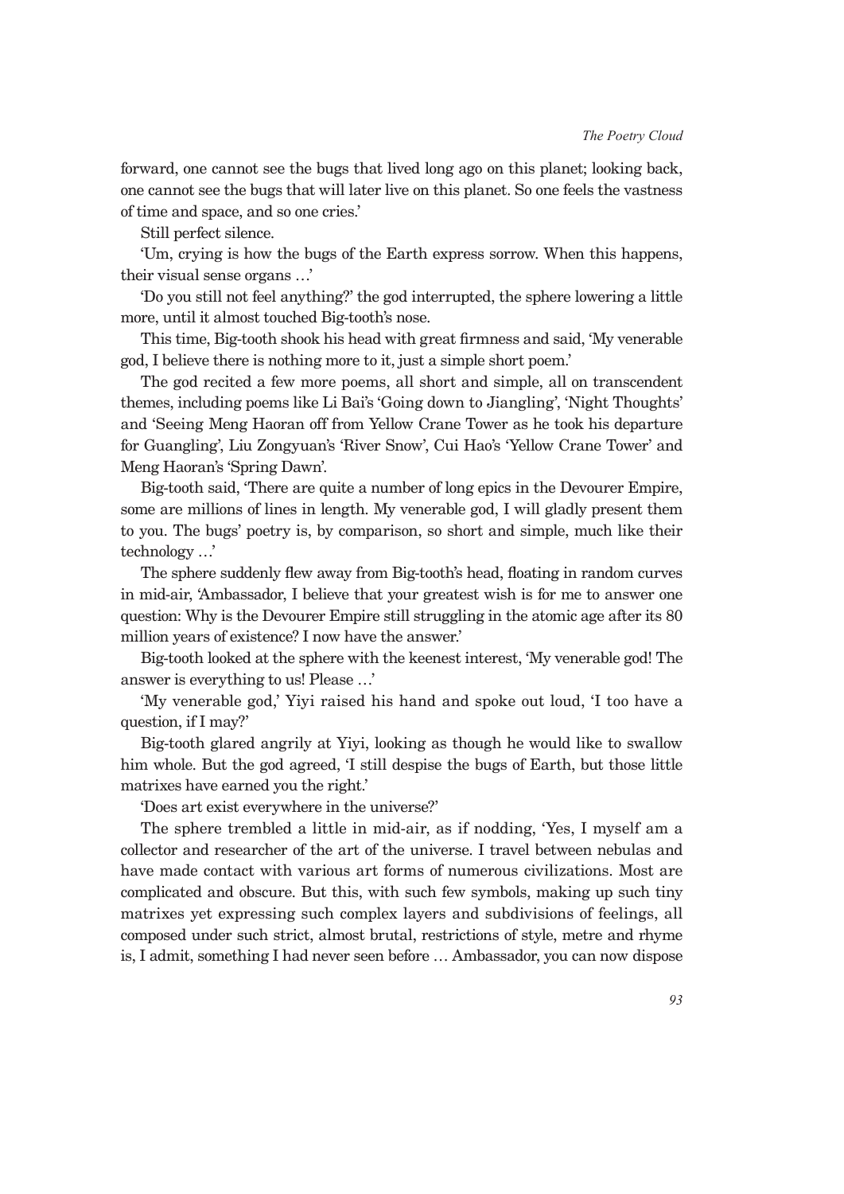forward, one cannot see the bugs that lived long ago on this planet; looking back, one cannot see the bugs that will later live on this planet. So one feels the vastness of time and space, and so one cries.'

Still perfect silence.

'Um, crying is how the bugs of the Earth express sorrow. When this happens, their visual sense organs …'

'Do you still not feel anything?' the god interrupted, the sphere lowering a little more, until it almost touched Big-tooth's nose.

This time, Big-tooth shook his head with great firmness and said, 'My venerable god, I believe there is nothing more to it, just a simple short poem.'

The god recited a few more poems, all short and simple, all on transcendent themes, including poems like Li Bai's 'Going down to Jiangling', 'Night Thoughts' and 'Seeing Meng Haoran off from Yellow Crane Tower as he took his departure for Guangling', Liu Zongyuan's 'River Snow', Cui Hao's 'Yellow Crane Tower' and Meng Haoran's 'Spring Dawn'.

Big-tooth said, 'There are quite a number of long epics in the Devourer Empire, some are millions of lines in length. My venerable god, I will gladly present them to you. The bugs' poetry is, by comparison, so short and simple, much like their technology …'

The sphere suddenly flew away from Big-tooth's head, floating in random curves in mid-air, 'Ambassador, I believe that your greatest wish is for me to answer one question: Why is the Devourer Empire still struggling in the atomic age after its 80 million years of existence? I now have the answer.'

Big-tooth looked at the sphere with the keenest interest, 'My venerable god! The answer is everything to us! Please …'

'My venerable god,' Yiyi raised his hand and spoke out loud, 'I too have a question, if I may?'

Big-tooth glared angrily at Yiyi, looking as though he would like to swallow him whole. But the god agreed, 'I still despise the bugs of Earth, but those little matrixes have earned you the right.'

'Does art exist everywhere in the universe?'

The sphere trembled a little in mid-air, as if nodding, 'Yes, I myself am a collector and researcher of the art of the universe. I travel between nebulas and have made contact with various art forms of numerous civilizations. Most are complicated and obscure. But this, with such few symbols, making up such tiny matrixes yet expressing such complex layers and subdivisions of feelings, all composed under such strict, almost brutal, restrictions of style, metre and rhyme is, I admit, something I had never seen before … Ambassador, you can now dispose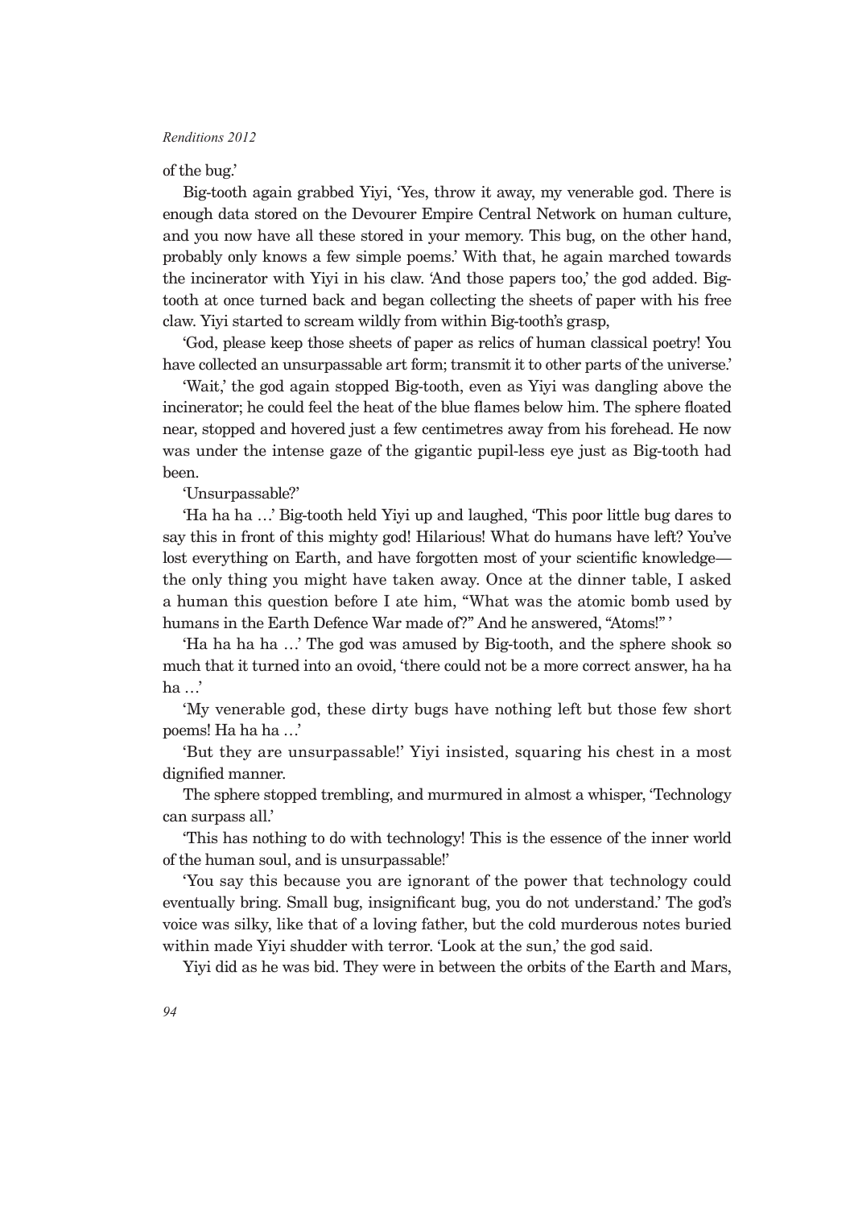of the bug.'

Big-tooth again grabbed Yiyi, 'Yes, throw it away, my venerable god. There is enough data stored on the Devourer Empire Central Network on human culture, and you now have all these stored in your memory. This bug, on the other hand, probably only knows a few simple poems.' With that, he again marched towards the incinerator with Yiyi in his claw. 'And those papers too,' the god added. Big-tooth at once turned back and began collecting the sheets of paper with his free claw. Yiyi started to scream wildly from within Big-tooth's grasp,

'God, please keep those sheets of paper as relics of human classical poetry! You have collected an unsurpassable art form; transmit it to other parts of the universe.'

'Wait,' the god again stopped Big-tooth, even as Yiyi was dangling above the incinerator; he could feel the heat of the blue flames below him. The sphere floated near, stopped and hovered just a few centimetres away from his forehead. He now was under the intense gaze of the gigantic pupil-less eye just as Big-tooth had been.

'Unsurpassable?'

'Ha ha ha …' Big-tooth held Yiyi up and laughed, 'This poor little bug dares to say this in front of this mighty god! Hilarious! What do humans have left? You've lost everything on Earth, and have forgotten most of your scientific knowledge—the only thing you might have taken away. Once at the dinner table, I asked a human this question before I ate him, "What was the atomic bomb used by humans in the Earth Defence War made of?" And he answered, "Atoms!"'

'Ha ha ha ha …' The god was amused by Big-tooth, and the sphere shook so much that it turned into an ovoid, 'there could not be a more correct answer, ha ha ha …'

'My venerable god, these dirty bugs have nothing left but those few short poems! Ha ha ha …'

'But they are unsurpassable!' Yiyi insisted, squaring his chest in a most dignified manner.

The sphere stopped trembling, and murmured in almost a whisper, 'Technology can surpass all.'

'This has nothing to do with technology! This is the essence of the inner world of the human soul, and is unsurpassable!'

'You say this because you are ignorant of the power that technology could eventually bring. Small bug, insignificant bug, you do not understand.' The god's voice was silky, like that of a loving father, but the cold murderous notes buried within made Yiyi shudder with terror. 'Look at the sun,' the god said.

Yiyi did as he was bid. They were in between the orbits of the Earth and Mars,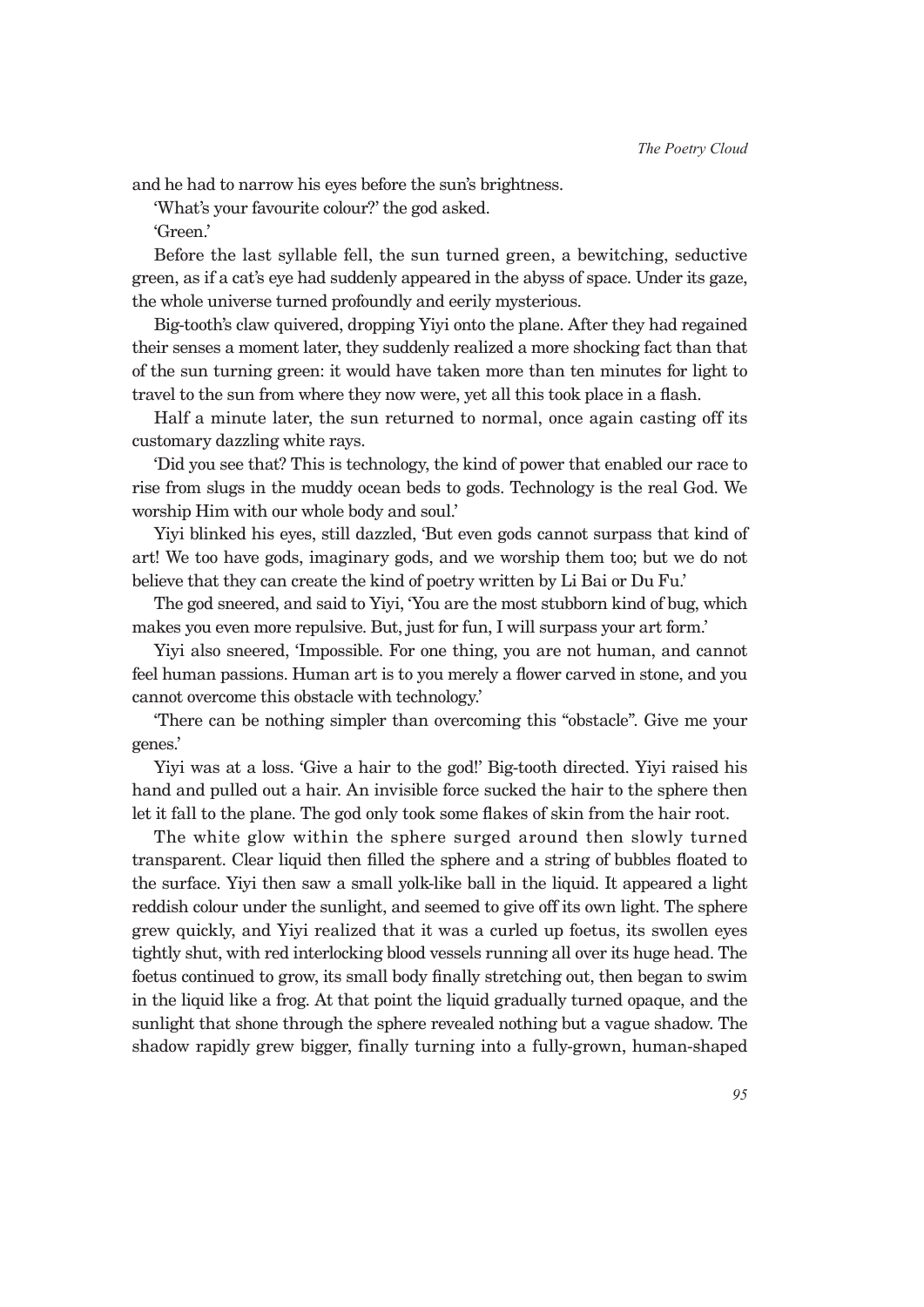and he had to narrow his eyes before the sun's brightness.

'What's your favourite colour?' the god asked.

'Green.'

Before the last syllable fell, the sun turned green, a bewitching, seductive green, as if a cat's eye had suddenly appeared in the abyss of space. Under its gaze, the whole universe turned profoundly and eerily mysterious.

Big-tooth's claw quivered, dropping Yiyi onto the plane. After they had regained their senses a moment later, they suddenly realized a more shocking fact than that of the sun turning green: it would have taken more than ten minutes for light to travel to the sun from where they now were, yet all this took place in a flash.

Half a minute later, the sun returned to normal, once again casting off its customary dazzling white rays.

'Did you see that? This is technology, the kind of power that enabled our race to rise from slugs in the muddy ocean beds to gods. Technology is the real God. We worship Him with our whole body and soul.'

Yiyi blinked his eyes, still dazzled, 'But even gods cannot surpass that kind of art! We too have gods, imaginary gods, and we worship them too; but we do not believe that they can create the kind of poetry written by Li Bai or Du Fu.'

The god sneered, and said to Yiyi, 'You are the most stubborn kind of bug, which makes you even more repulsive. But, just for fun, I will surpass your art form.'

Yiyi also sneered, 'Impossible. For one thing, you are not human, and cannot feel human passions. Human art is to you merely a flower carved in stone, and you cannot overcome this obstacle with technology.'

'There can be nothing simpler than overcoming this "obstacle". Give me your genes.'

Yiyi was at a loss. 'Give a hair to the god!' Big-tooth directed. Yiyi raised his hand and pulled out a hair. An invisible force sucked the hair to the sphere then let it fall to the plane. The god only took some flakes of skin from the hair root.

The white glow within the sphere surged around then slowly turned transparent. Clear liquid then filled the sphere and a string of bubbles floated to the surface. Yiyi then saw a small yolk-like ball in the liquid. It appeared a light reddish colour under the sunlight, and seemed to give off its own light. The sphere grew quickly, and Yiyi realized that it was a curled up foetus, its swollen eyes tightly shut, with red interlocking blood vessels running all over its huge head. The foetus continued to grow, its small body finally stretching out, then began to swim in the liquid like a frog. At that point the liquid gradually turned opaque, and the sunlight that shone through the sphere revealed nothing but a vague shadow. The shadow rapidly grew bigger, finally turning into a fully-grown, human-shaped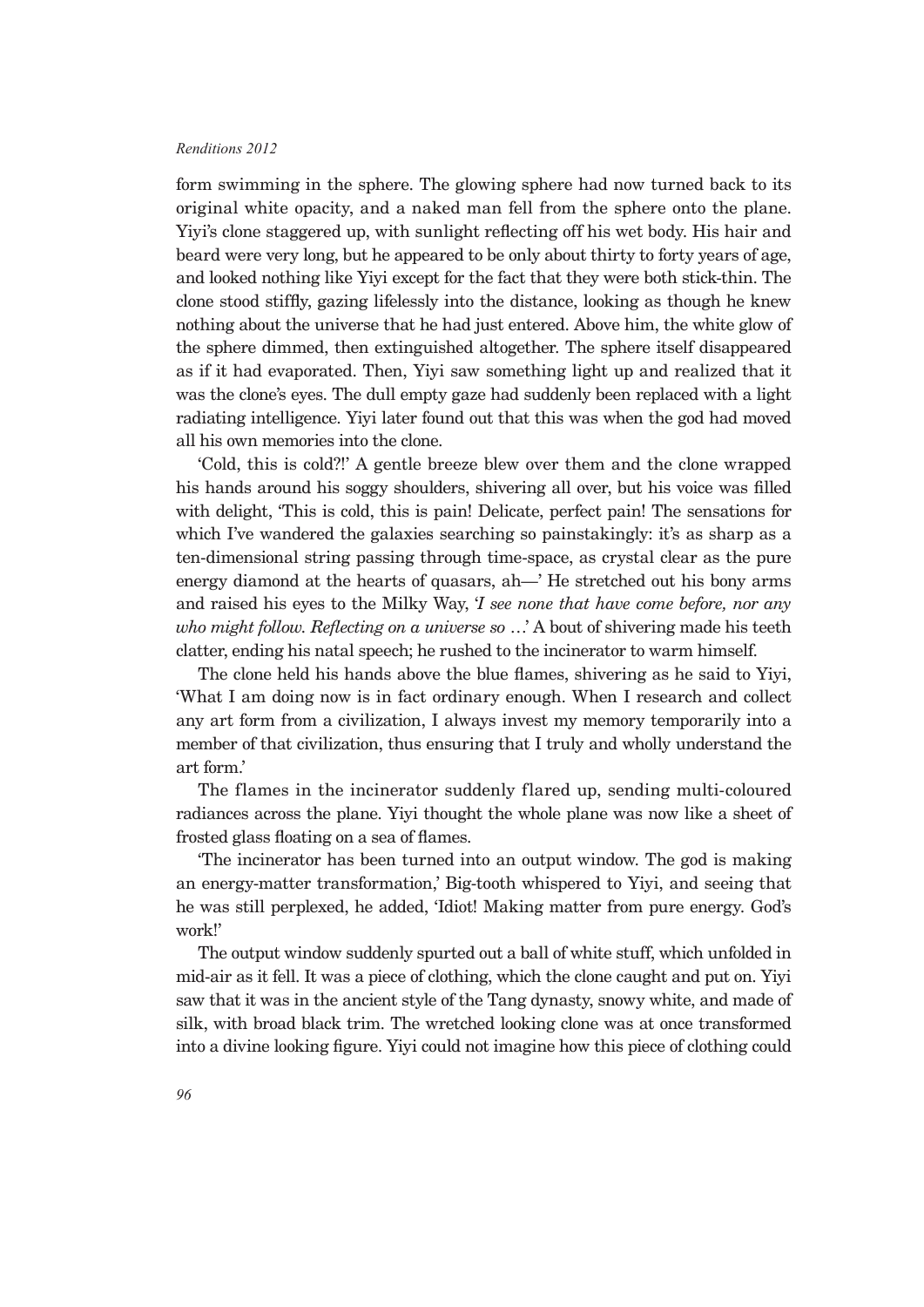form swimming in the sphere. The glowing sphere had now turned back to its original white opacity, and a naked man fell from the sphere onto the plane. Yiyi's clone staggered up, with sunlight reflecting off his wet body. His hair and beard were very long, but he appeared to be only about thirty to forty years of age, and looked nothing like Yiyi except for the fact that they were both stick-thin. The clone stood stiffly, gazing lifelessly into the distance, looking as though he knew nothing about the universe that he had just entered. Above him, the white glow of the sphere dimmed, then extinguished altogether. The sphere itself disappeared as if it had evaporated. Then, Yiyi saw something light up and realized that it was the clone's eyes. The dull empty gaze had suddenly been replaced with a light radiating intelligence. Yiyi later found out that this was when the god had moved all his own memories into the clone.

'Cold, this is cold?!' A gentle breeze blew over them and the clone wrapped his hands around his soggy shoulders, shivering all over, but his voice was filled with delight, 'This is cold, this is pain! Delicate, perfect pain! The sensations for which I've wandered the galaxies searching so painstakingly: it's as sharp as a ten-dimensional string passing through time-space, as crystal clear as the pure energy diamond at the hearts of quasars, ah—' He stretched out his bony arms and raised his eyes to the Milky Way, '*I see none that have come before, nor any who might follow. Reflecting on a universe so …*' A bout of shivering made his teeth clatter, ending his natal speech; he rushed to the incinerator to warm himself.

The clone held his hands above the blue flames, shivering as he said to Yiyi, 'What I am doing now is in fact ordinary enough. When I research and collect any art form from a civilization, I always invest my memory temporarily into a member of that civilization, thus ensuring that I truly and wholly understand the art form.'

The flames in the incinerator suddenly flared up, sending multi-coloured radiances across the plane. Yiyi thought the whole plane was now like a sheet of frosted glass floating on a sea of flames.

'The incinerator has been turned into an output window. The god is making an energy-matter transformation,' Big-tooth whispered to Yiyi, and seeing that he was still perplexed, he added, 'Idiot! Making matter from pure energy. God's work!'

The output window suddenly spurted out a ball of white stuff, which unfolded in mid-air as it fell. It was a piece of clothing, which the clone caught and put on. Yiyi saw that it was in the ancient style of the Tang dynasty, snowy white, and made of silk, with broad black trim. The wretched looking clone was at once transformed into a divine looking figure. Yiyi could not imagine how this piece of clothing could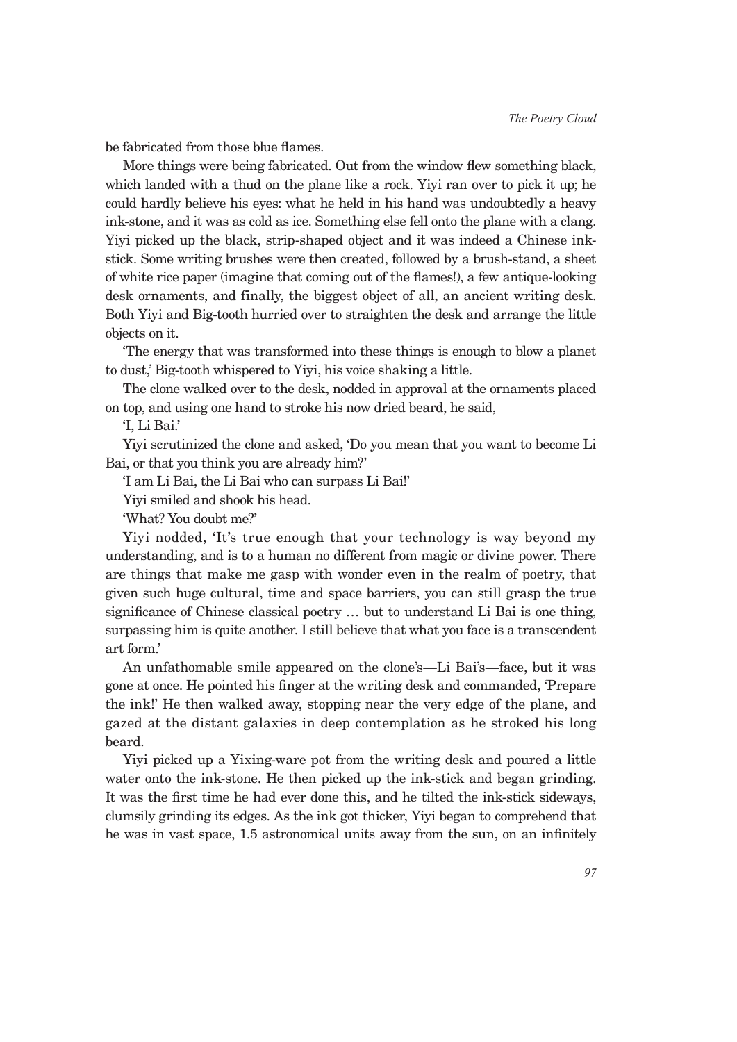be fabricated from those blue flames.

More things were being fabricated. Out from the window flew something black, which landed with a thud on the plane like a rock. Yiyi ran over to pick it up; he could hardly believe his eyes: what he held in his hand was undoubtedly a heavy ink-stone, and it was as cold as ice. Something else fell onto the plane with a clang. Yiyi picked up the black, strip-shaped object and it was indeed a Chinese ink-stick. Some writing brushes were then created, followed by a brush-stand, a sheet of white rice paper (imagine that coming out of the flames!), a few antique-looking desk ornaments, and finally, the biggest object of all, an ancient writing desk. Both Yiyi and Big-tooth hurried over to straighten the desk and arrange the little objects on it.

'The energy that was transformed into these things is enough to blow a planet to dust,' Big-tooth whispered to Yiyi, his voice shaking a little.

The clone walked over to the desk, nodded in approval at the ornaments placed on top, and using one hand to stroke his now dried beard, he said,

'I, Li Bai.'

Yiyi scrutinized the clone and asked, 'Do you mean that you want to become Li Bai, or that you think you are already him?'

'I am Li Bai, the Li Bai who can surpass Li Bai!'

Yiyi smiled and shook his head.

'What? You doubt me?'

Yiyi nodded, 'It's true enough that your technology is way beyond my understanding, and is to a human no different from magic or divine power. There are things that make me gasp with wonder even in the realm of poetry, that given such huge cultural, time and space barriers, you can still grasp the true significance of Chinese classical poetry … but to understand Li Bai is one thing, surpassing him is quite another. I still believe that what you face is a transcendent art form.'

An unfathomable smile appeared on the clone's—Li Bai's—face, but it was gone at once. He pointed his finger at the writing desk and commanded, 'Prepare the ink!' He then walked away, stopping near the very edge of the plane, and gazed at the distant galaxies in deep contemplation as he stroked his long beard.

Yiyi picked up a Yixing-ware pot from the writing desk and poured a little water onto the ink-stone. He then picked up the ink-stick and began grinding. It was the first time he had ever done this, and he tilted the ink-stick sideways, clumsily grinding its edges. As the ink got thicker, Yiyi began to comprehend that he was in vast space, 1.5 astronomical units away from the sun, on an infinitely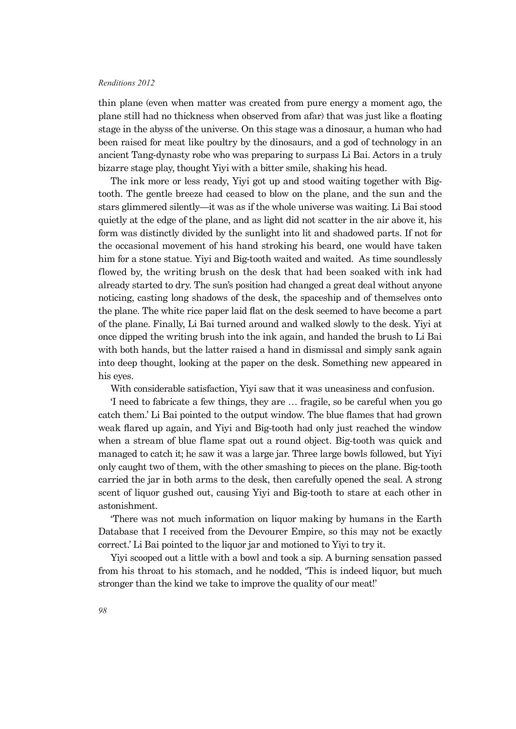thin plane (even when matter was created from pure energy a moment ago, the plane still had no thickness when observed from afar) that was just like a floating stage in the abyss of the universe. On this stage was a dinosaur, a human who had been raised for meat like poultry by the dinosaurs, and a god of technology in an ancient Tang-dynasty robe who was preparing to surpass Li Bai. Actors in a truly bizarre stage play, thought Yiyi with a bitter smile, shaking his head.

The ink more or less ready, Yiyi got up and stood waiting together with Big-tooth. The gentle breeze had ceased to blow on the plane, and the sun and the stars glimmered silently—it was as if the whole universe was waiting. Li Bai stood quietly at the edge of the plane, and as light did not scatter in the air above it, his form was distinctly divided by the sunlight into lit and shadowed parts. If not for the occasional movement of his hand stroking his beard, one would have taken him for a stone statue. Yiyi and Big-tooth waited and waited. As time soundlessly flowed by, the writing brush on the desk that had been soaked with ink had already started to dry. The sun's position had changed a great deal without anyone noticing, casting long shadows of the desk, the spaceship and of themselves onto the plane. The white rice paper laid flat on the desk seemed to have become a part of the plane. Finally, Li Bai turned around and walked slowly to the desk. Yiyi at once dipped the writing brush into the ink again, and handed the brush to Li Bai with both hands, but the latter raised a hand in dismissal and simply sank again into deep thought, looking at the paper on the desk. Something new appeared in his eyes.

With considerable satisfaction, Yiyi saw that it was uneasiness and confusion.

'I need to fabricate a few things, they are … fragile, so be careful when you go catch them.' Li Bai pointed to the output window. The blue flames that had grown weak flared up again, and Yiyi and Big-tooth had only just reached the window when a stream of blue flame spat out a round object. Big-tooth was quick and managed to catch it; he saw it was a large jar. Three large bowls followed, but Yiyi only caught two of them, with the other smashing to pieces on the plane. Big-tooth carried the jar in both arms to the desk, then carefully opened the seal. A strong scent of liquor gushed out, causing Yiyi and Big-tooth to stare at each other in astonishment.

'There was not much information on liquor making by humans in the Earth Database that I received from the Devourer Empire, so this may not be exactly correct.' Li Bai pointed to the liquor jar and motioned to Yiyi to try it.

Yiyi scooped out a little with a bowl and took a sip. A burning sensation passed from his throat to his stomach, and he nodded, 'This is indeed liquor, but much stronger than the kind we take to improve the quality of our meat!'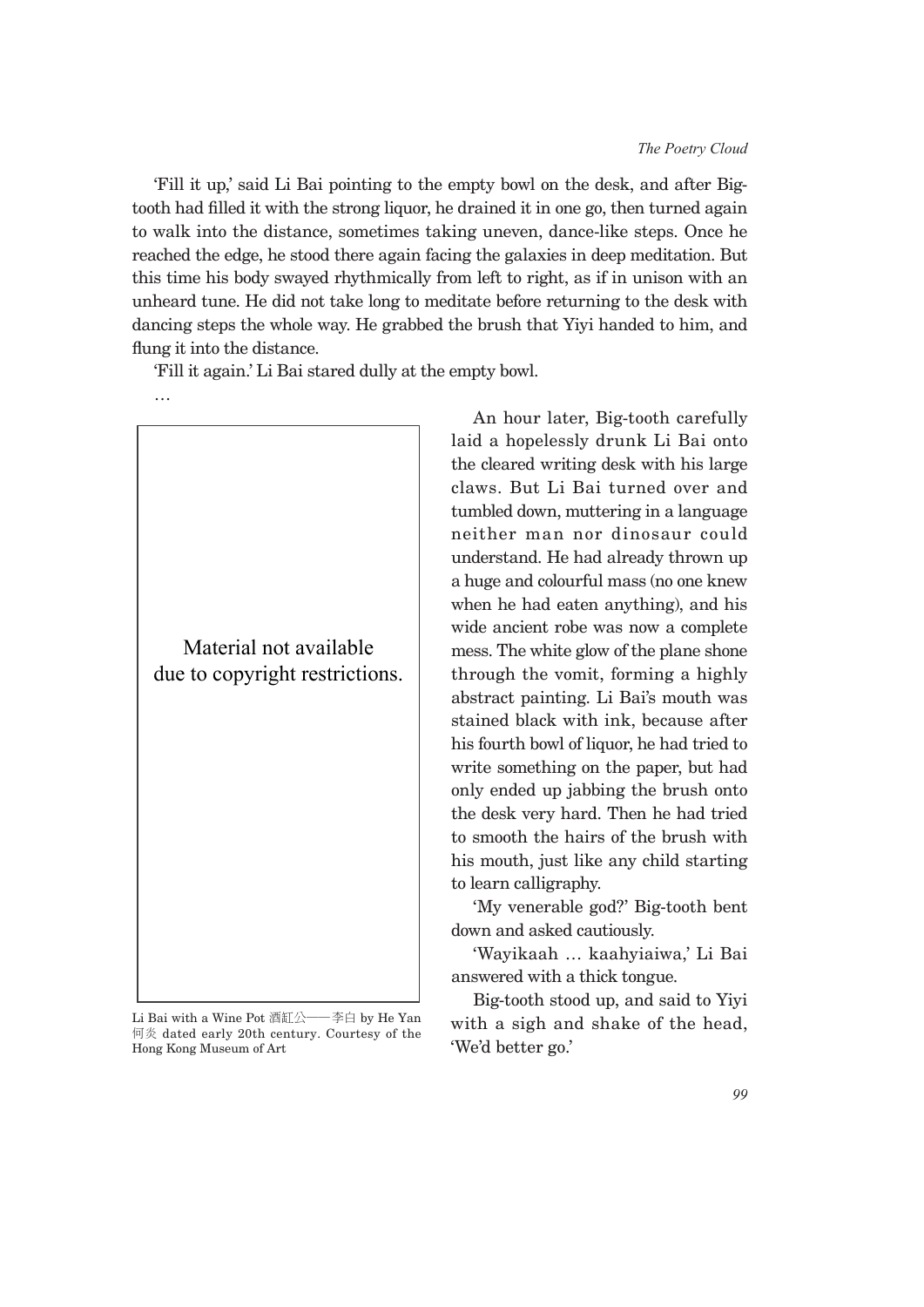'Fill it up,' said Li Bai pointing to the empty bowl on the desk, and after Big-tooth had filled it with the strong liquor, he drained it in one go, then turned again to walk into the distance, sometimes taking uneven, dance-like steps. Once he reached the edge, he stood there again facing the galaxies in deep meditation. But this time his body swayed rhythmically from left to right, as if in unison with an unheard tune. He did not take long to meditate before returning to the desk with dancing steps the whole way. He grabbed the brush that Yiyi handed to him, and flung it into the distance.

'Fill it again.' Li Bai stared dully at the empty bowl.

…

Material not available due to copyright restrictions.

Li Bai with a Wine Pot 酒缸公——李白 by He Yan 何炎 dated early 20th century. Courtesy of the Hong Kong Museum of Art

An hour later, Big-tooth carefully laid a hopelessly drunk Li Bai onto the cleared writing desk with his large claws. But Li Bai turned over and tumbled down, muttering in a language neither man nor dinosaur could understand. He had already thrown up a huge and colourful mass (no one knew when he had eaten anything), and his wide ancient robe was now a complete mess. The white glow of the plane shone through the vomit, forming a highly abstract painting. Li Bai's mouth was stained black with ink, because after his fourth bowl of liquor, he had tried to write something on the paper, but had only ended up jabbing the brush onto the desk very hard. Then he had tried to smooth the hairs of the brush with his mouth, just like any child starting to learn calligraphy.

'My venerable god?' Big-tooth bent down and asked cautiously.

'Wayikaah … kaahyiaiwa,' Li Bai answered with a thick tongue.

Big-tooth stood up, and said to Yiyi with a sigh and shake of the head, 'We'd better go.'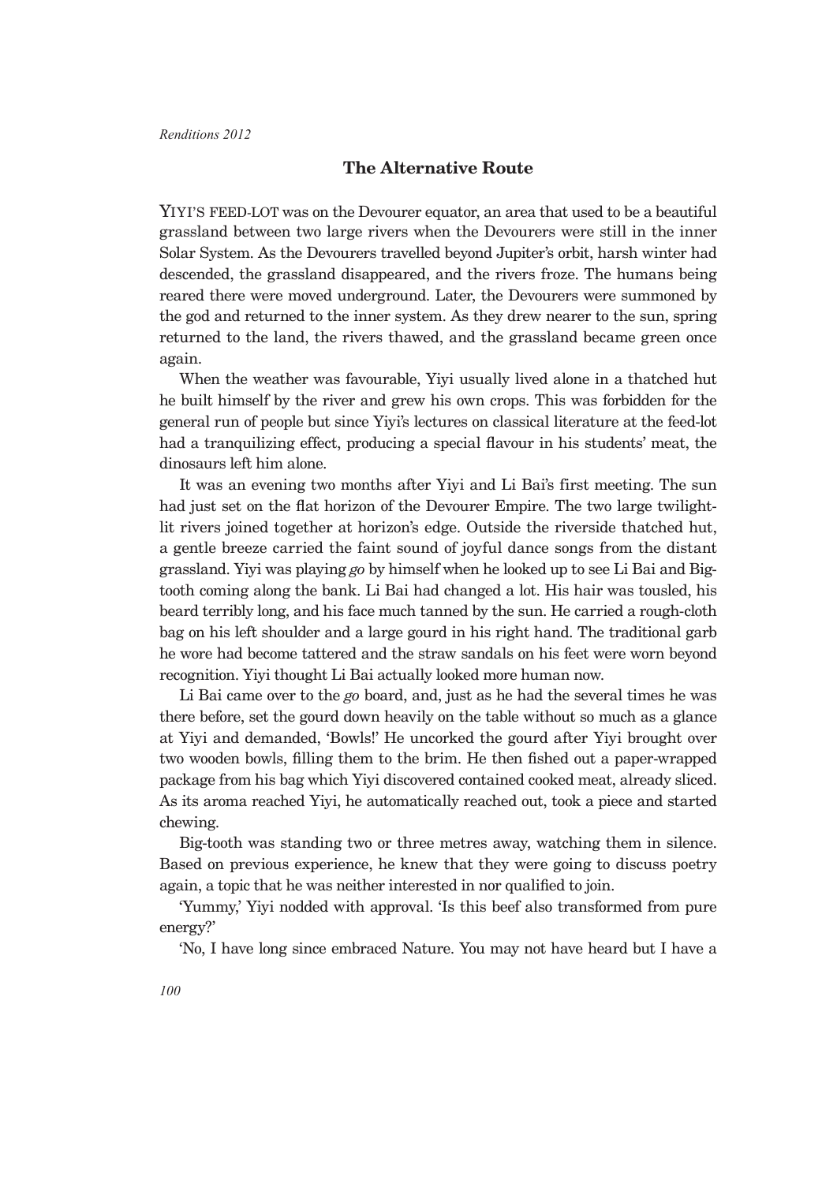## The Alternative Route

YIYI'S FEED-LOT was on the Devourer equator, an area that used to be a beautiful grassland between two large rivers when the Devourers were still in the inner Solar System. As the Devourers travelled beyond Jupiter's orbit, harsh winter had descended, the grassland disappeared, and the rivers froze. The humans being reared there were moved underground. Later, the Devourers were summoned by the god and returned to the inner system. As they drew nearer to the sun, spring returned to the land, the rivers thawed, and the grassland became green once again.

When the weather was favourable, Yiyi usually lived alone in a thatched hut he built himself by the river and grew his own crops. This was forbidden for the general run of people but since Yiyi's lectures on classical literature at the feed-lot had a tranquilizing effect, producing a special flavour in his students' meat, the dinosaurs left him alone.

It was an evening two months after Yiyi and Li Bai's first meeting. The sun had just set on the flat horizon of the Devourer Empire. The two large twilight-lit rivers joined together at horizon's edge. Outside the riverside thatched hut, a gentle breeze carried the faint sound of joyful dance songs from the distant grassland. Yiyi was playing *go* by himself when he looked up to see Li Bai and Big-tooth coming along the bank. Li Bai had changed a lot. His hair was tousled, his beard terribly long, and his face much tanned by the sun. He carried a rough-cloth bag on his left shoulder and a large gourd in his right hand. The traditional garb he wore had become tattered and the straw sandals on his feet were worn beyond recognition. Yiyi thought Li Bai actually looked more human now.

Li Bai came over to the *go* board, and, just as he had the several times he was there before, set the gourd down heavily on the table without so much as a glance at Yiyi and demanded, 'Bowls!' He uncorked the gourd after Yiyi brought over two wooden bowls, filling them to the brim. He then fished out a paper-wrapped package from his bag which Yiyi discovered contained cooked meat, already sliced. As its aroma reached Yiyi, he automatically reached out, took a piece and started chewing.

Big-tooth was standing two or three metres away, watching them in silence. Based on previous experience, he knew that they were going to discuss poetry again, a topic that he was neither interested in nor qualified to join.

'Yummy,' Yiyi nodded with approval. 'Is this beef also transformed from pure energy?'

'No, I have long since embraced Nature. You may not have heard but I have a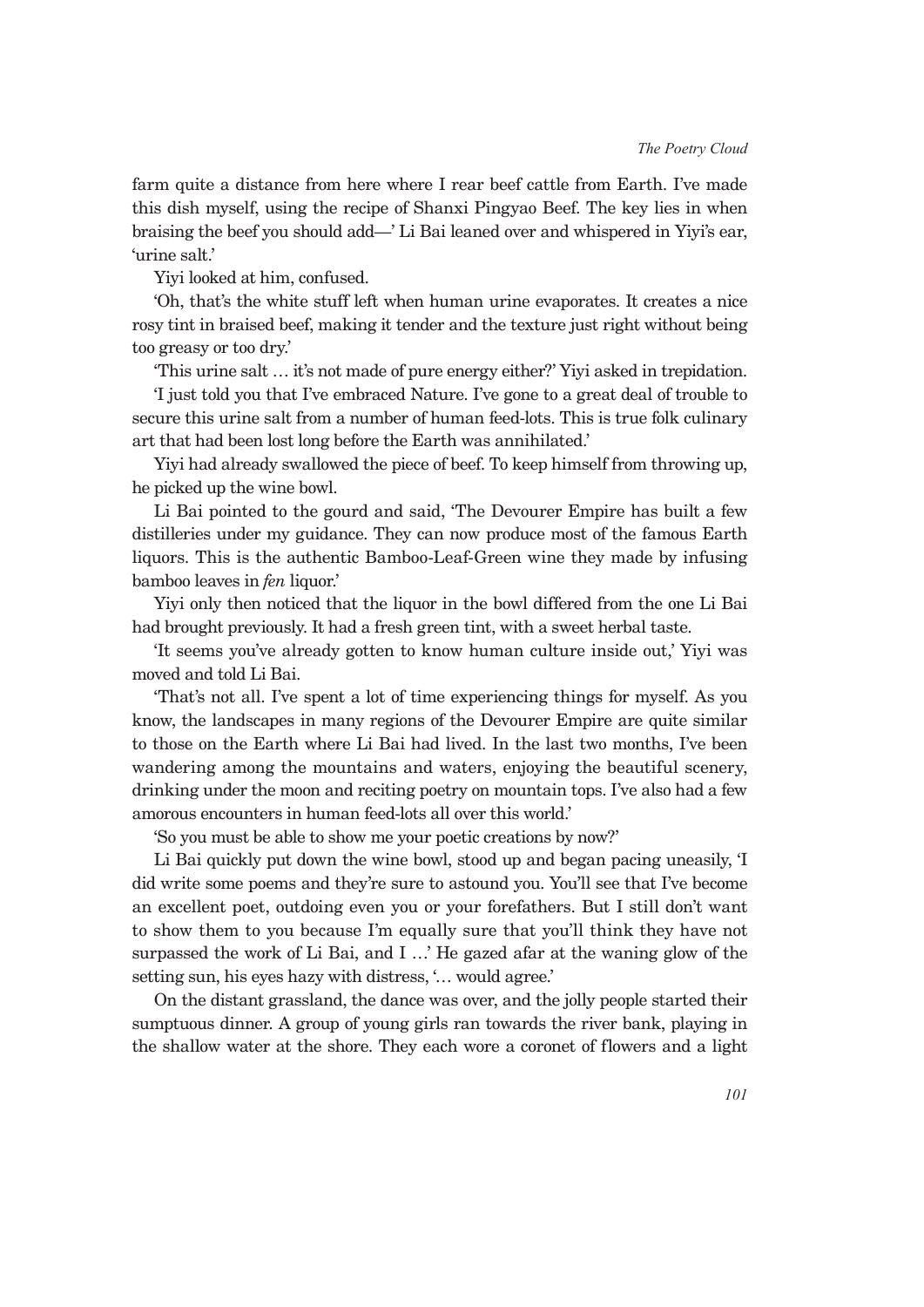farm quite a distance from here where I rear beef cattle from Earth. I've made this dish myself, using the recipe of Shanxi Pingyao Beef. The key lies in when braising the beef you should add—' Li Bai leaned over and whispered in Yiyi's ear, 'urine salt.'

Yiyi looked at him, confused.

'Oh, that's the white stuff left when human urine evaporates. It creates a nice rosy tint in braised beef, making it tender and the texture just right without being too greasy or too dry.'

'This urine salt … it's not made of pure energy either?' Yiyi asked in trepidation.

'I just told you that I've embraced Nature. I've gone to a great deal of trouble to secure this urine salt from a number of human feed-lots. This is true folk culinary art that had been lost long before the Earth was annihilated.'

Yiyi had already swallowed the piece of beef. To keep himself from throwing up, he picked up the wine bowl.

Li Bai pointed to the gourd and said, 'The Devourer Empire has built a few distilleries under my guidance. They can now produce most of the famous Earth liquors. This is the authentic Bamboo-Leaf-Green wine they made by infusing bamboo leaves in *fen* liquor.'

Yiyi only then noticed that the liquor in the bowl differed from the one Li Bai had brought previously. It had a fresh green tint, with a sweet herbal taste.

'It seems you've already gotten to know human culture inside out,' Yiyi was moved and told Li Bai.

'That's not all. I've spent a lot of time experiencing things for myself. As you know, the landscapes in many regions of the Devourer Empire are quite similar to those on the Earth where Li Bai had lived. In the last two months, I've been wandering among the mountains and waters, enjoying the beautiful scenery, drinking under the moon and reciting poetry on mountain tops. I've also had a few amorous encounters in human feed-lots all over this world.'

'So you must be able to show me your poetic creations by now?'

Li Bai quickly put down the wine bowl, stood up and began pacing uneasily, 'I did write some poems and they're sure to astound you. You'll see that I've become an excellent poet, outdoing even you or your forefathers. But I still don't want to show them to you because I'm equally sure that you'll think they have not surpassed the work of Li Bai, and I …' He gazed afar at the waning glow of the setting sun, his eyes hazy with distress, '… would agree.'

On the distant grassland, the dance was over, and the jolly people started their sumptuous dinner. A group of young girls ran towards the river bank, playing in the shallow water at the shore. They each wore a coronet of flowers and a light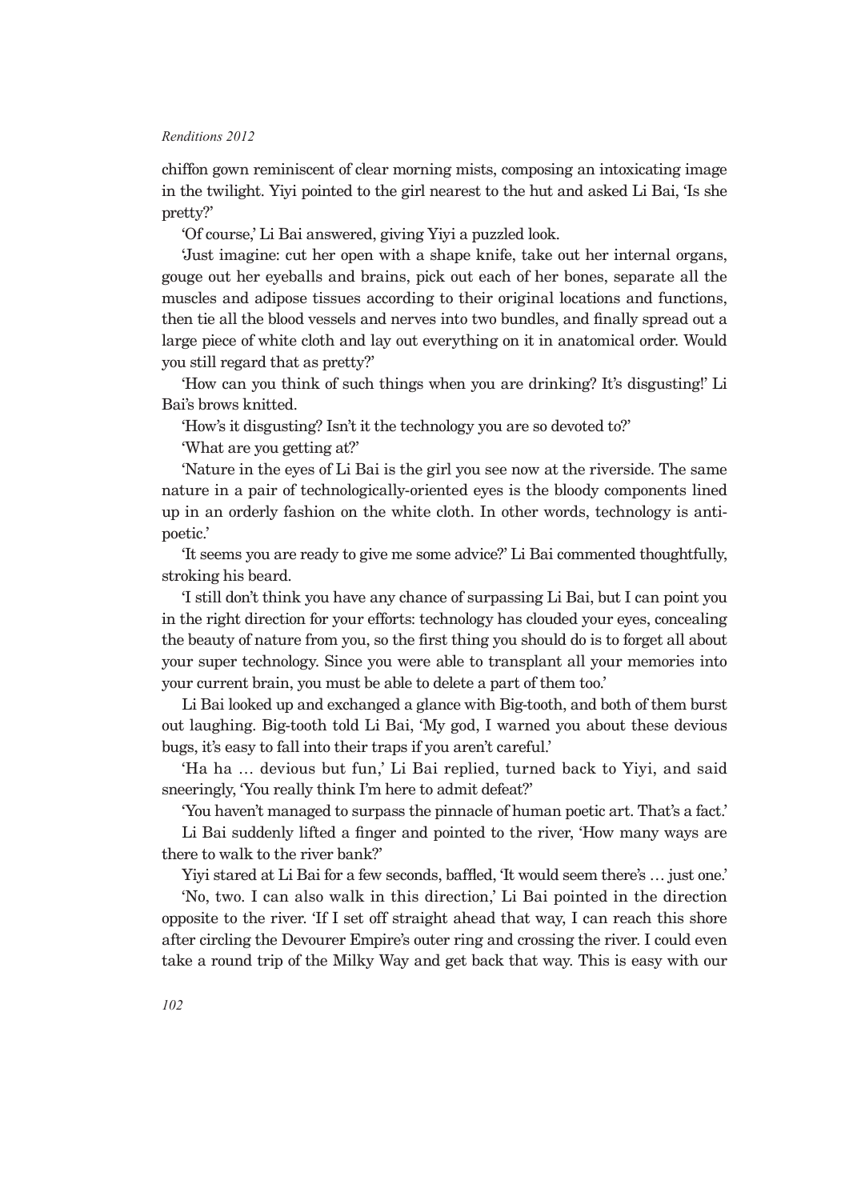chiffon gown reminiscent of clear morning mists, composing an intoxicating image in the twilight. Yiyi pointed to the girl nearest to the hut and asked Li Bai, 'Is she pretty?'

'Of course,' Li Bai answered, giving Yiyi a puzzled look.

'Just imagine: cut her open with a shape knife, take out her internal organs, gouge out her eyeballs and brains, pick out each of her bones, separate all the muscles and adipose tissues according to their original locations and functions, then tie all the blood vessels and nerves into two bundles, and finally spread out a large piece of white cloth and lay out everything on it in anatomical order. Would you still regard that as pretty?'

'How can you think of such things when you are drinking? It's disgusting!' Li Bai's brows knitted.

'How's it disgusting? Isn't it the technology you are so devoted to?'

'What are you getting at?'

'Nature in the eyes of Li Bai is the girl you see now at the riverside. The same nature in a pair of technologically-oriented eyes is the bloody components lined up in an orderly fashion on the white cloth. In other words, technology is anti-poetic.'

'It seems you are ready to give me some advice?' Li Bai commented thoughtfully, stroking his beard.

'I still don't think you have any chance of surpassing Li Bai, but I can point you in the right direction for your efforts: technology has clouded your eyes, concealing the beauty of nature from you, so the first thing you should do is to forget all about your super technology. Since you were able to transplant all your memories into your current brain, you must be able to delete a part of them too.'

Li Bai looked up and exchanged a glance with Big-tooth, and both of them burst out laughing. Big-tooth told Li Bai, 'My god, I warned you about these devious bugs, it's easy to fall into their traps if you aren't careful.'

'Ha ha … devious but fun,' Li Bai replied, turned back to Yiyi, and said sneeringly, 'You really think I'm here to admit defeat?'

'You haven't managed to surpass the pinnacle of human poetic art. That's a fact.'

Li Bai suddenly lifted a finger and pointed to the river, 'How many ways are there to walk to the river bank?'

Yiyi stared at Li Bai for a few seconds, baffled, 'It would seem there's … just one.'

'No, two. I can also walk in this direction,' Li Bai pointed in the direction opposite to the river. 'If I set off straight ahead that way, I can reach this shore after circling the Devourer Empire's outer ring and crossing the river. I could even take a round trip of the Milky Way and get back that way. This is easy with our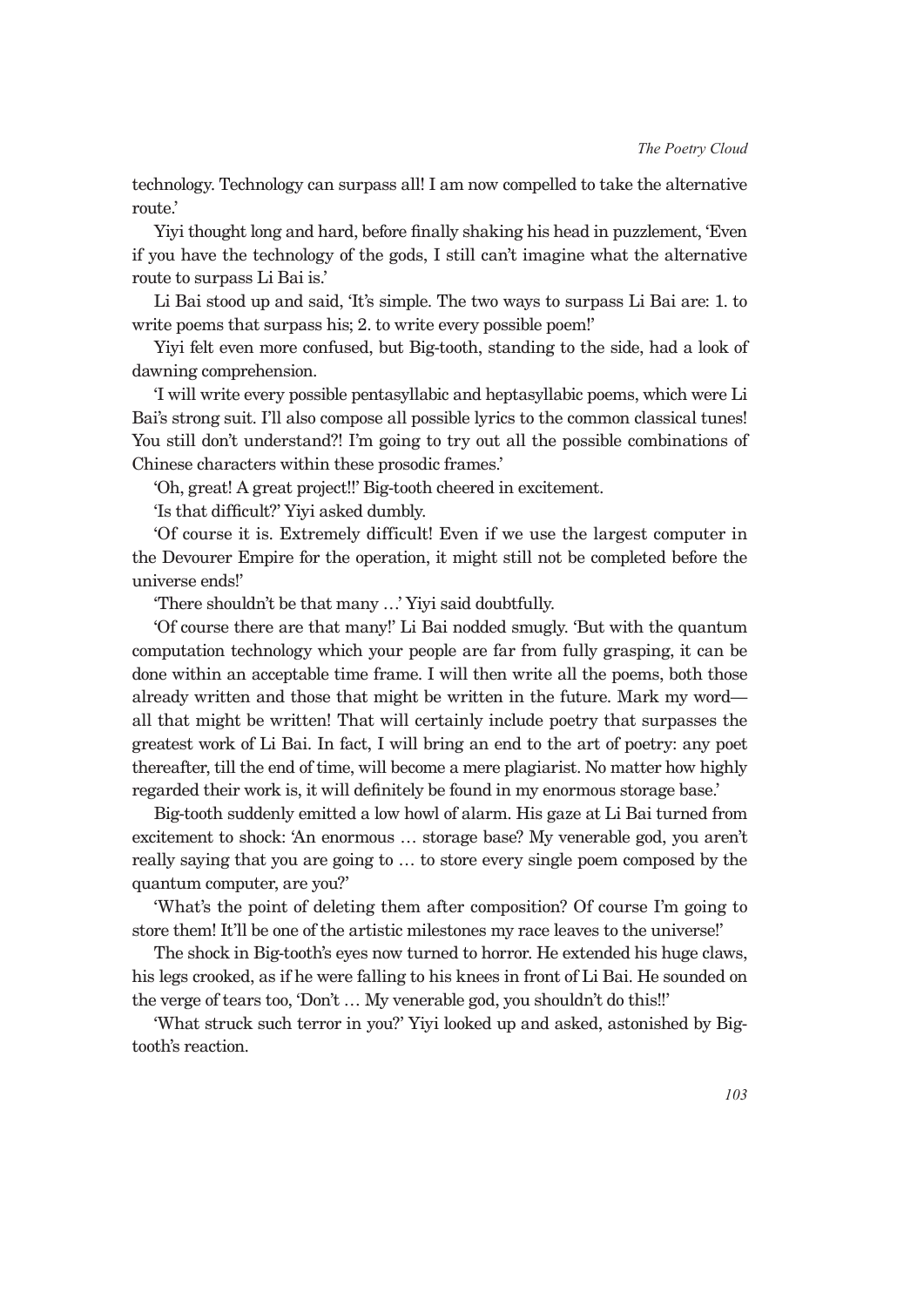technology. Technology can surpass all! I am now compelled to take the alternative route.'

Yiyi thought long and hard, before finally shaking his head in puzzlement, 'Even if you have the technology of the gods, I still can't imagine what the alternative route to surpass Li Bai is.'

Li Bai stood up and said, 'It's simple. The two ways to surpass Li Bai are: 1. to write poems that surpass his; 2. to write every possible poem!'

Yiyi felt even more confused, but Big-tooth, standing to the side, had a look of dawning comprehension.

'I will write every possible pentasyllabic and heptasyllabic poems, which were Li Bai's strong suit. I'll also compose all possible lyrics to the common classical tunes! You still don't understand?! I'm going to try out all the possible combinations of Chinese characters within these prosodic frames.'

'Oh, great! A great project!!' Big-tooth cheered in excitement.

'Is that difficult?' Yiyi asked dumbly.

'Of course it is. Extremely difficult! Even if we use the largest computer in the Devourer Empire for the operation, it might still not be completed before the universe ends!'

'There shouldn't be that many …' Yiyi said doubtfully.

'Of course there are that many!' Li Bai nodded smugly. 'But with the quantum computation technology which your people are far from fully grasping, it can be done within an acceptable time frame. I will then write all the poems, both those already written and those that might be written in the future. Mark my word— all that might be written! That will certainly include poetry that surpasses the greatest work of Li Bai. In fact, I will bring an end to the art of poetry: any poet thereafter, till the end of time, will become a mere plagiarist. No matter how highly regarded their work is, it will definitely be found in my enormous storage base.'

Big-tooth suddenly emitted a low howl of alarm. His gaze at Li Bai turned from excitement to shock: 'An enormous … storage base? My venerable god, you aren't really saying that you are going to … to store every single poem composed by the quantum computer, are you?'

'What's the point of deleting them after composition? Of course I'm going to store them! It'll be one of the artistic milestones my race leaves to the universe!'

The shock in Big-tooth's eyes now turned to horror. He extended his huge claws, his legs crooked, as if he were falling to his knees in front of Li Bai. He sounded on the verge of tears too, 'Don't … My venerable god, you shouldn't do this!!'

'What struck such terror in you?' Yiyi looked up and asked, astonished by Big-tooth's reaction.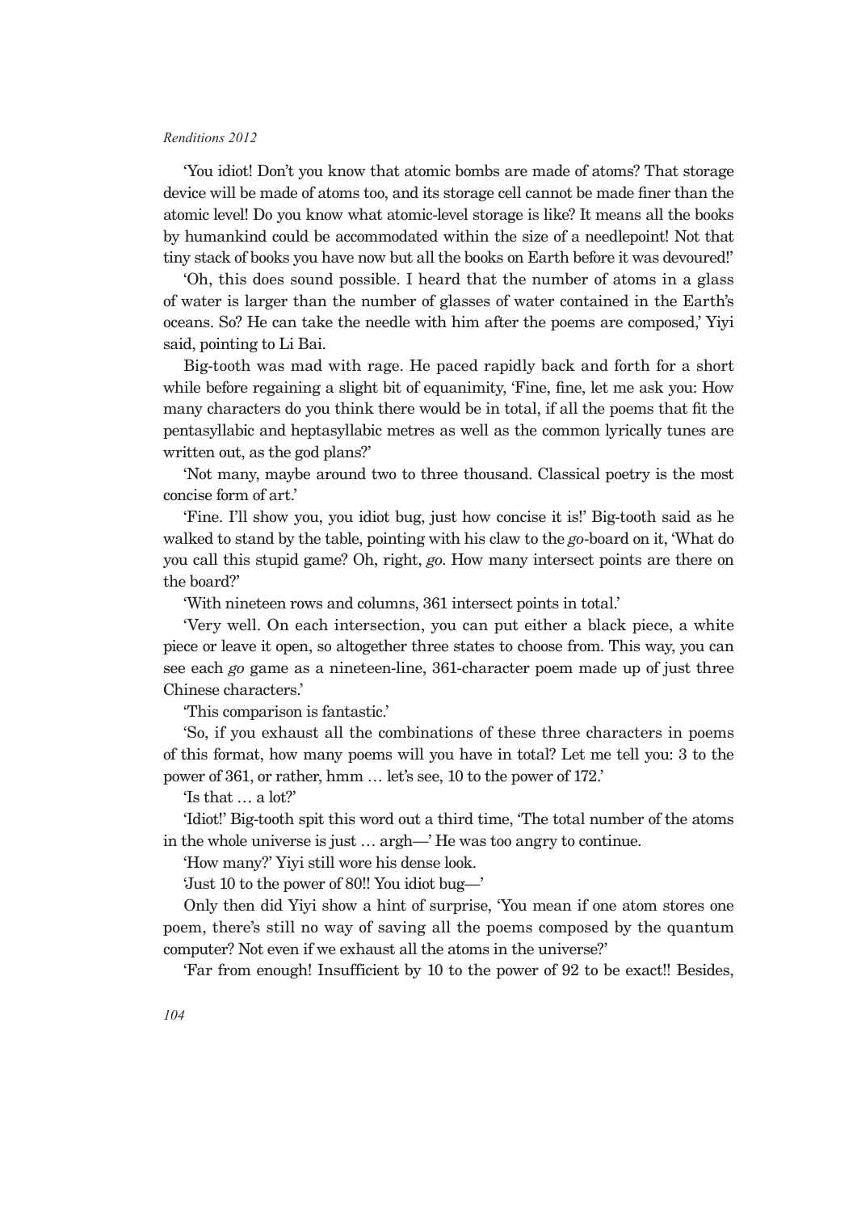'You idiot! Don't you know that atomic bombs are made of atoms? That storage device will be made of atoms too, and its storage cell cannot be made finer than the atomic level! Do you know what atomic-level storage is like? It means all the books by humankind could be accommodated within the size of a needlepoint! Not that tiny stack of books you have now but all the books on Earth before it was devoured!'

'Oh, this does sound possible. I heard that the number of atoms in a glass of water is larger than the number of glasses of water contained in the Earth's oceans. So? He can take the needle with him after the poems are composed,' Yiyi said, pointing to Li Bai.

Big-tooth was mad with rage. He paced rapidly back and forth for a short while before regaining a slight bit of equanimity, 'Fine, fine, let me ask you: How many characters do you think there would be in total, if all the poems that fit the pentasyllabic and heptasyllabic metres as well as the common lyrically tunes are written out, as the god plans?'

'Not many, maybe around two to three thousand. Classical poetry is the most concise form of art.'

'Fine. I'll show you, you idiot bug, just how concise it is!' Big-tooth said as he walked to stand by the table, pointing with his claw to the *go*-board on it, 'What do you call this stupid game? Oh, right, *go*. How many intersect points are there on the board?'

'With nineteen rows and columns, 361 intersect points in total.'

'Very well. On each intersection, you can put either a black piece, a white piece or leave it open, so altogether three states to choose from. This way, you can see each *go* game as a nineteen-line, 361-character poem made up of just three Chinese characters.'

'This comparison is fantastic.'

'So, if you exhaust all the combinations of these three characters in poems of this format, how many poems will you have in total? Let me tell you: 3 to the power of 361, or rather, hmm … let's see, 10 to the power of 172.'

'Is that … a lot?'

'Idiot!' Big-tooth spit this word out a third time, 'The total number of the atoms in the whole universe is just … argh—' He was too angry to continue.

'How many?' Yiyi still wore his dense look.

'Just 10 to the power of 80!! You idiot bug—'

Only then did Yiyi show a hint of surprise, 'You mean if one atom stores one poem, there's still no way of saving all the poems composed by the quantum computer? Not even if we exhaust all the atoms in the universe?'

'Far from enough! Insufficient by 10 to the power of 92 to be exact!! Besides,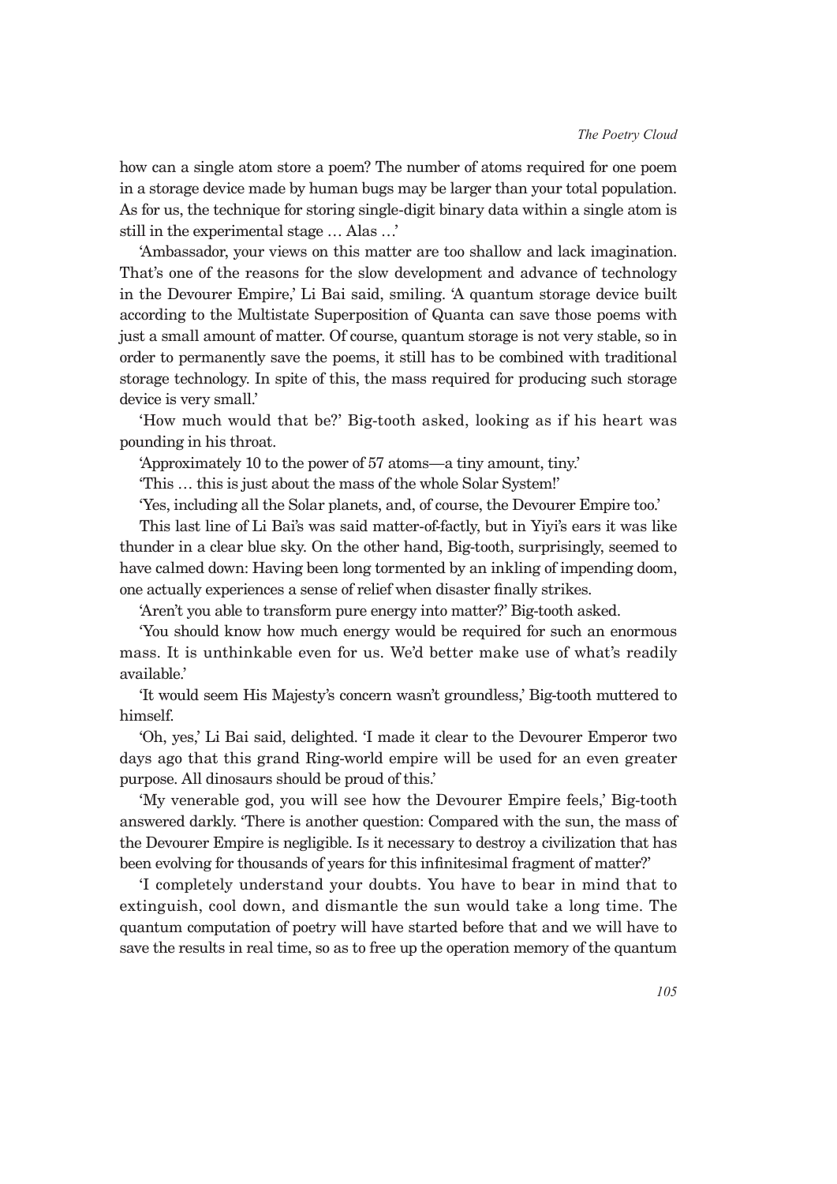how can a single atom store a poem? The number of atoms required for one poem in a storage device made by human bugs may be larger than your total population. As for us, the technique for storing single-digit binary data within a single atom is still in the experimental stage … Alas …'

'Ambassador, your views on this matter are too shallow and lack imagination. That's one of the reasons for the slow development and advance of technology in the Devourer Empire,' Li Bai said, smiling. 'A quantum storage device built according to the Multistate Superposition of Quanta can save those poems with just a small amount of matter. Of course, quantum storage is not very stable, so in order to permanently save the poems, it still has to be combined with traditional storage technology. In spite of this, the mass required for producing such storage device is very small.'

'How much would that be?' Big-tooth asked, looking as if his heart was pounding in his throat.

'Approximately 10 to the power of 57 atoms—a tiny amount, tiny.'

'This … this is just about the mass of the whole Solar System!'

'Yes, including all the Solar planets, and, of course, the Devourer Empire too.'

This last line of Li Bai's was said matter-of-factly, but in Yiyi's ears it was like thunder in a clear blue sky. On the other hand, Big-tooth, surprisingly, seemed to have calmed down: Having been long tormented by an inkling of impending doom, one actually experiences a sense of relief when disaster finally strikes.

'Aren't you able to transform pure energy into matter?' Big-tooth asked.

'You should know how much energy would be required for such an enormous mass. It is unthinkable even for us. We'd better make use of what's readily available.'

'It would seem His Majesty's concern wasn't groundless,' Big-tooth muttered to himself.

'Oh, yes,' Li Bai said, delighted. 'I made it clear to the Devourer Emperor two days ago that this grand Ring-world empire will be used for an even greater purpose. All dinosaurs should be proud of this.'

'My venerable god, you will see how the Devourer Empire feels,' Big-tooth answered darkly. 'There is another question: Compared with the sun, the mass of the Devourer Empire is negligible. Is it necessary to destroy a civilization that has been evolving for thousands of years for this infinitesimal fragment of matter?'

'I completely understand your doubts. You have to bear in mind that to extinguish, cool down, and dismantle the sun would take a long time. The quantum computation of poetry will have started before that and we will have to save the results in real time, so as to free up the operation memory of the quantum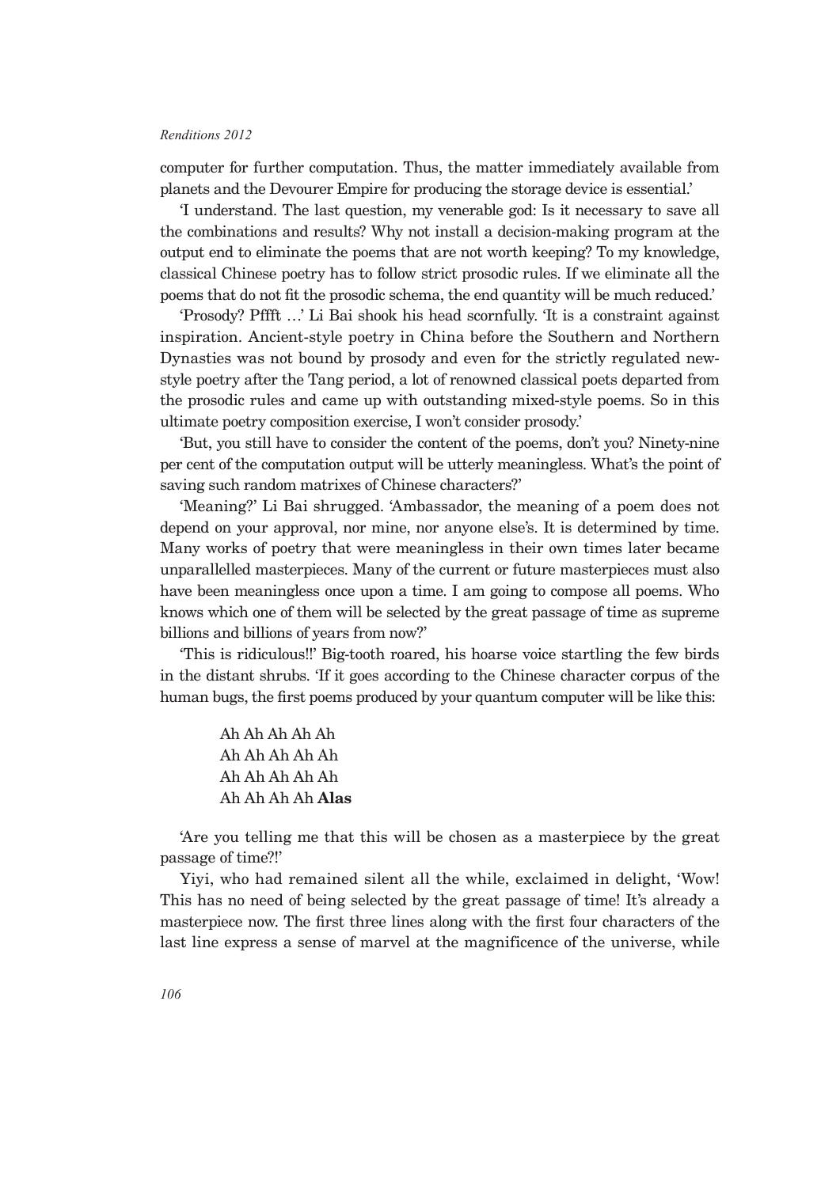computer for further computation. Thus, the matter immediately available from planets and the Devourer Empire for producing the storage device is essential.'

'I understand. The last question, my venerable god: Is it necessary to save all the combinations and results? Why not install a decision-making program at the output end to eliminate the poems that are not worth keeping? To my knowledge, classical Chinese poetry has to follow strict prosodic rules. If we eliminate all the poems that do not fit the prosodic schema, the end quantity will be much reduced.'

'Prosody? Pffft …' Li Bai shook his head scornfully. 'It is a constraint against inspiration. Ancient-style poetry in China before the Southern and Northern Dynasties was not bound by prosody and even for the strictly regulated new-style poetry after the Tang period, a lot of renowned classical poets departed from the prosodic rules and came up with outstanding mixed-style poems. So in this ultimate poetry composition exercise, I won't consider prosody.'

'But, you still have to consider the content of the poems, don't you? Ninety-nine per cent of the computation output will be utterly meaningless. What's the point of saving such random matrixes of Chinese characters?'

'Meaning?' Li Bai shrugged. 'Ambassador, the meaning of a poem does not depend on your approval, nor mine, nor anyone else's. It is determined by time. Many works of poetry that were meaningless in their own times later became unparallelled masterpieces. Many of the current or future masterpieces must also have been meaningless once upon a time. I am going to compose all poems. Who knows which one of them will be selected by the great passage of time as supreme billions and billions of years from now?'

'This is ridiculous!!' Big-tooth roared, his hoarse voice startling the few birds in the distant shrubs. 'If it goes according to the Chinese character corpus of the human bugs, the first poems produced by your quantum computer will be like this:

> Ah Ah Ah Ah Ah
> Ah Ah Ah Ah Ah
> Ah Ah Ah Ah Ah
> Ah Ah Ah Ah **Alas**

'Are you telling me that this will be chosen as a masterpiece by the great passage of time?!'

Yiyi, who had remained silent all the while, exclaimed in delight, 'Wow! This has no need of being selected by the great passage of time! It's already a masterpiece now. The first three lines along with the first four characters of the last line express a sense of marvel at the magnificence of the universe, while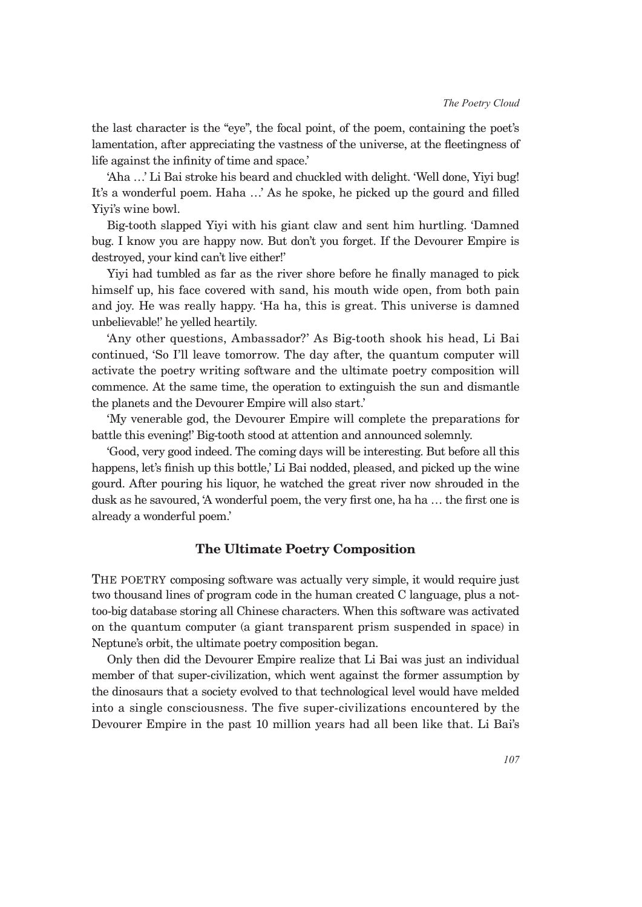the last character is the "eye", the focal point, of the poem, containing the poet's lamentation, after appreciating the vastness of the universe, at the fleetingness of life against the infinity of time and space.'

'Aha …' Li Bai stroke his beard and chuckled with delight. 'Well done, Yiyi bug! It's a wonderful poem. Haha …' As he spoke, he picked up the gourd and filled Yiyi's wine bowl.

Big-tooth slapped Yiyi with his giant claw and sent him hurtling. 'Damned bug. I know you are happy now. But don't you forget. If the Devourer Empire is destroyed, your kind can't live either!'

Yiyi had tumbled as far as the river shore before he finally managed to pick himself up, his face covered with sand, his mouth wide open, from both pain and joy. He was really happy. 'Ha ha, this is great. This universe is damned unbelievable!' he yelled heartily.

'Any other questions, Ambassador?' As Big-tooth shook his head, Li Bai continued, 'So I'll leave tomorrow. The day after, the quantum computer will activate the poetry writing software and the ultimate poetry composition will commence. At the same time, the operation to extinguish the sun and dismantle the planets and the Devourer Empire will also start.'

'My venerable god, the Devourer Empire will complete the preparations for battle this evening!' Big-tooth stood at attention and announced solemnly.

'Good, very good indeed. The coming days will be interesting. But before all this happens, let's finish up this bottle,' Li Bai nodded, pleased, and picked up the wine gourd. After pouring his liquor, he watched the great river now shrouded in the dusk as he savoured, 'A wonderful poem, the very first one, ha ha … the first one is already a wonderful poem.'

## The Ultimate Poetry Composition

THE POETRY composing software was actually very simple, it would require just two thousand lines of program code in the human created C language, plus a not-too-big database storing all Chinese characters. When this software was activated on the quantum computer (a giant transparent prism suspended in space) in Neptune's orbit, the ultimate poetry composition began.

Only then did the Devourer Empire realize that Li Bai was just an individual member of that super-civilization, which went against the former assumption by the dinosaurs that a society evolved to that technological level would have melded into a single consciousness. The five super-civilizations encountered by the Devourer Empire in the past 10 million years had all been like that. Li Bai's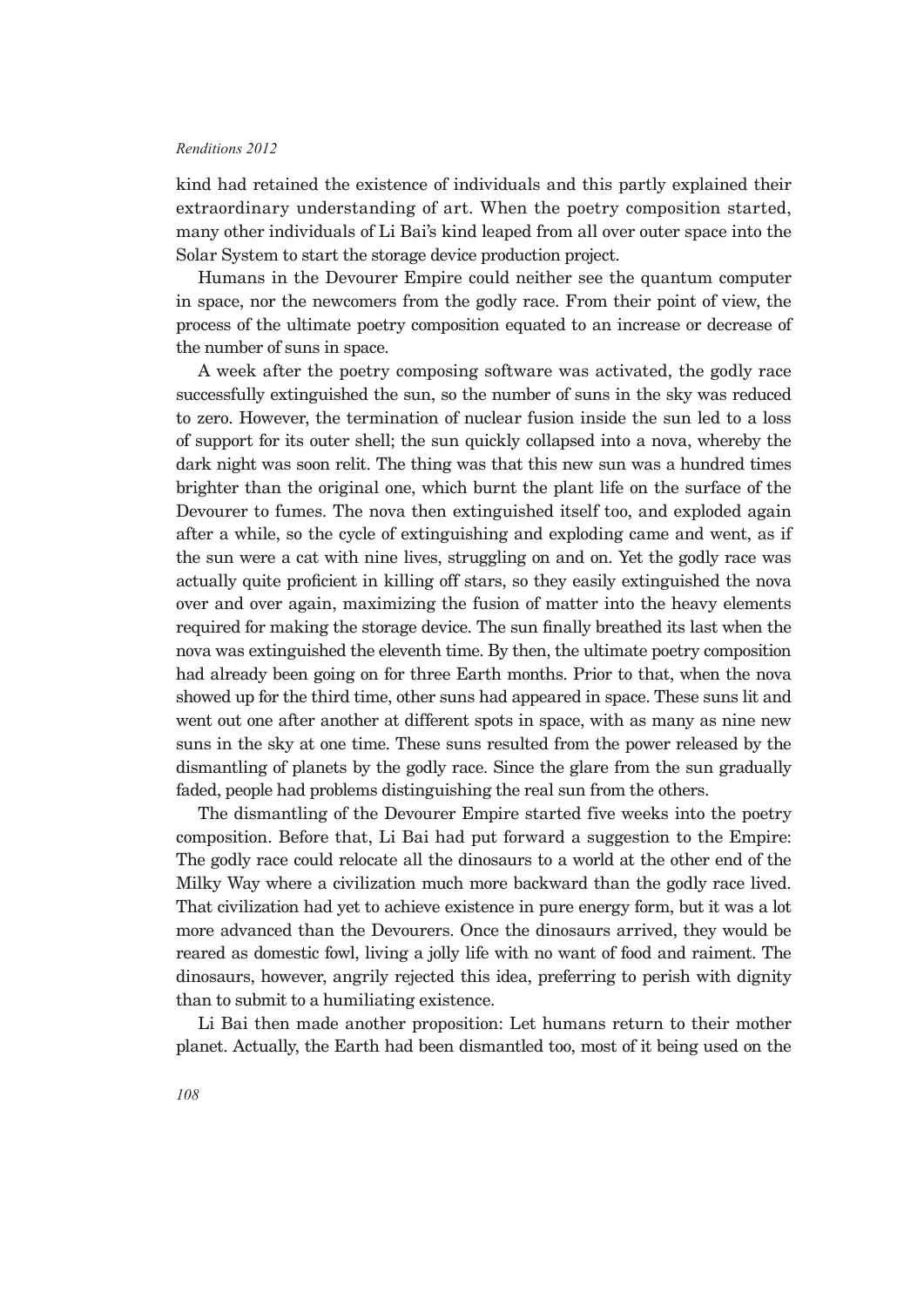kind had retained the existence of individuals and this partly explained their extraordinary understanding of art. When the poetry composition started, many other individuals of Li Bai's kind leaped from all over outer space into the Solar System to start the storage device production project.

Humans in the Devourer Empire could neither see the quantum computer in space, nor the newcomers from the godly race. From their point of view, the process of the ultimate poetry composition equated to an increase or decrease of the number of suns in space.

A week after the poetry composing software was activated, the godly race successfully extinguished the sun, so the number of suns in the sky was reduced to zero. However, the termination of nuclear fusion inside the sun led to a loss of support for its outer shell; the sun quickly collapsed into a nova, whereby the dark night was soon relit. The thing was that this new sun was a hundred times brighter than the original one, which burnt the plant life on the surface of the Devourer to fumes. The nova then extinguished itself too, and exploded again after a while, so the cycle of extinguishing and exploding came and went, as if the sun were a cat with nine lives, struggling on and on. Yet the godly race was actually quite proficient in killing off stars, so they easily extinguished the nova over and over again, maximizing the fusion of matter into the heavy elements required for making the storage device. The sun finally breathed its last when the nova was extinguished the eleventh time. By then, the ultimate poetry composition had already been going on for three Earth months. Prior to that, when the nova showed up for the third time, other suns had appeared in space. These suns lit and went out one after another at different spots in space, with as many as nine new suns in the sky at one time. These suns resulted from the power released by the dismantling of planets by the godly race. Since the glare from the sun gradually faded, people had problems distinguishing the real sun from the others.

The dismantling of the Devourer Empire started five weeks into the poetry composition. Before that, Li Bai had put forward a suggestion to the Empire: The godly race could relocate all the dinosaurs to a world at the other end of the Milky Way where a civilization much more backward than the godly race lived. That civilization had yet to achieve existence in pure energy form, but it was a lot more advanced than the Devourers. Once the dinosaurs arrived, they would be reared as domestic fowl, living a jolly life with no want of food and raiment. The dinosaurs, however, angrily rejected this idea, preferring to perish with dignity than to submit to a humiliating existence.

Li Bai then made another proposition: Let humans return to their mother planet. Actually, the Earth had been dismantled too, most of it being used on the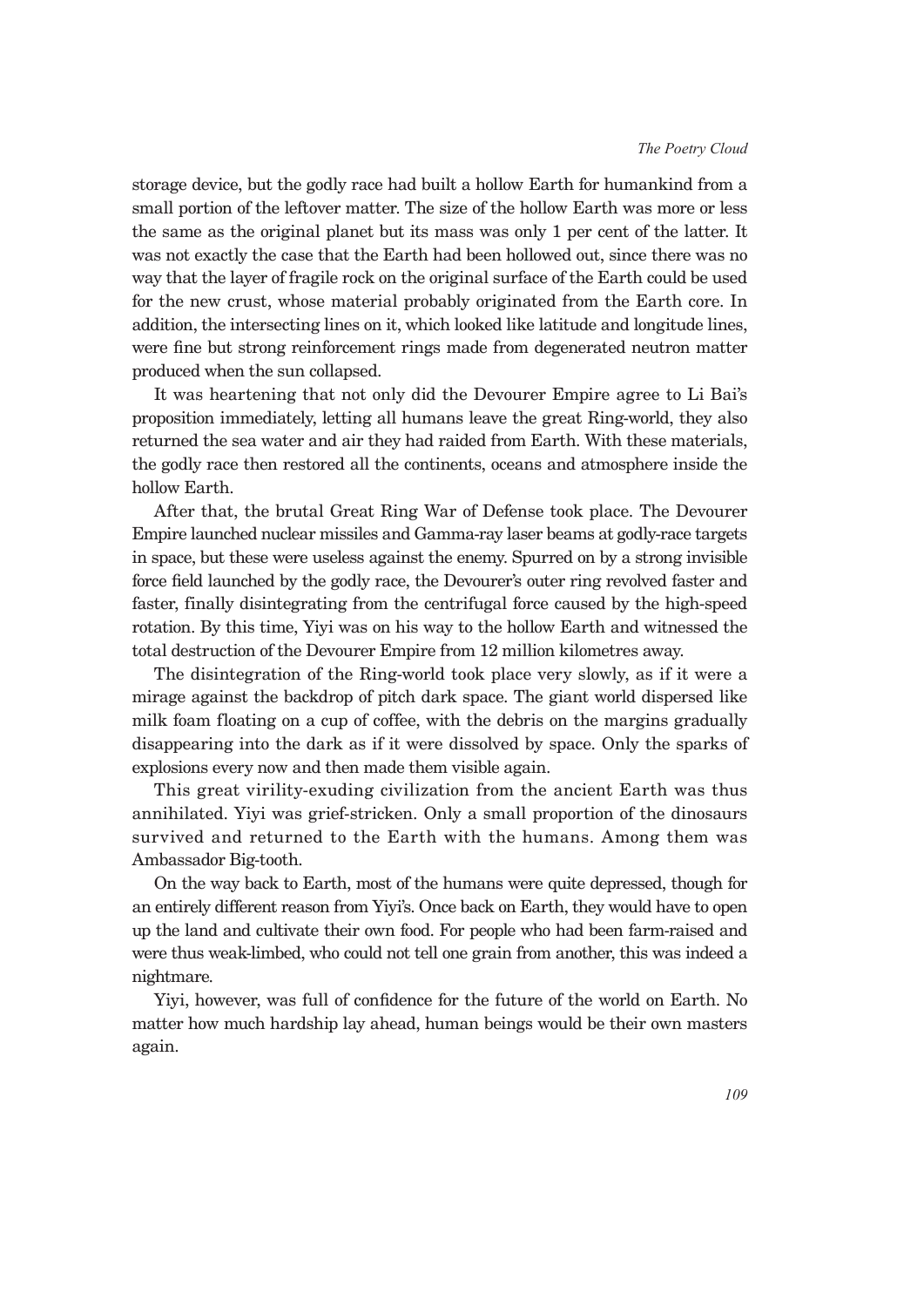storage device, but the godly race had built a hollow Earth for humankind from a small portion of the leftover matter. The size of the hollow Earth was more or less the same as the original planet but its mass was only 1 per cent of the latter. It was not exactly the case that the Earth had been hollowed out, since there was no way that the layer of fragile rock on the original surface of the Earth could be used for the new crust, whose material probably originated from the Earth core. In addition, the intersecting lines on it, which looked like latitude and longitude lines, were fine but strong reinforcement rings made from degenerated neutron matter produced when the sun collapsed.

It was heartening that not only did the Devourer Empire agree to Li Bai's proposition immediately, letting all humans leave the great Ring-world, they also returned the sea water and air they had raided from Earth. With these materials, the godly race then restored all the continents, oceans and atmosphere inside the hollow Earth.

After that, the brutal Great Ring War of Defense took place. The Devourer Empire launched nuclear missiles and Gamma-ray laser beams at godly-race targets in space, but these were useless against the enemy. Spurred on by a strong invisible force field launched by the godly race, the Devourer's outer ring revolved faster and faster, finally disintegrating from the centrifugal force caused by the high-speed rotation. By this time, Yiyi was on his way to the hollow Earth and witnessed the total destruction of the Devourer Empire from 12 million kilometres away.

The disintegration of the Ring-world took place very slowly, as if it were a mirage against the backdrop of pitch dark space. The giant world dispersed like milk foam floating on a cup of coffee, with the debris on the margins gradually disappearing into the dark as if it were dissolved by space. Only the sparks of explosions every now and then made them visible again.

This great virility-exuding civilization from the ancient Earth was thus annihilated. Yiyi was grief-stricken. Only a small proportion of the dinosaurs survived and returned to the Earth with the humans. Among them was Ambassador Big-tooth.

On the way back to Earth, most of the humans were quite depressed, though for an entirely different reason from Yiyi's. Once back on Earth, they would have to open up the land and cultivate their own food. For people who had been farm-raised and were thus weak-limbed, who could not tell one grain from another, this was indeed a nightmare.

Yiyi, however, was full of confidence for the future of the world on Earth. No matter how much hardship lay ahead, human beings would be their own masters again.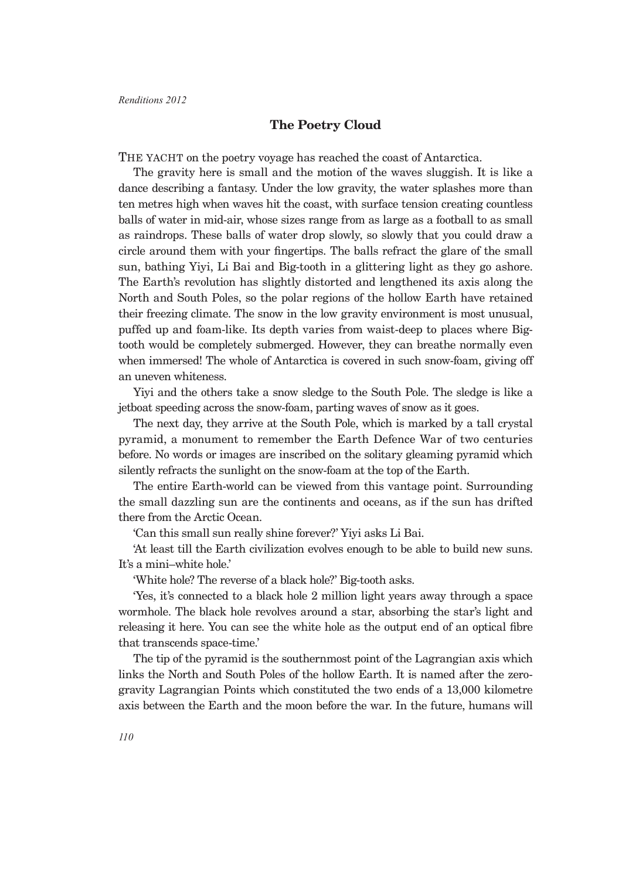## The Poetry Cloud

THE YACHT on the poetry voyage has reached the coast of Antarctica.

The gravity here is small and the motion of the waves sluggish. It is like a dance describing a fantasy. Under the low gravity, the water splashes more than ten metres high when waves hit the coast, with surface tension creating countless balls of water in mid-air, whose sizes range from as large as a football to as small as raindrops. These balls of water drop slowly, so slowly that you could draw a circle around them with your fingertips. The balls refract the glare of the small sun, bathing Yiyi, Li Bai and Big-tooth in a glittering light as they go ashore. The Earth's revolution has slightly distorted and lengthened its axis along the North and South Poles, so the polar regions of the hollow Earth have retained their freezing climate. The snow in the low gravity environment is most unusual, puffed up and foam-like. Its depth varies from waist-deep to places where Big-tooth would be completely submerged. However, they can breathe normally even when immersed! The whole of Antarctica is covered in such snow-foam, giving off an uneven whiteness.

Yiyi and the others take a snow sledge to the South Pole. The sledge is like a jetboat speeding across the snow-foam, parting waves of snow as it goes.

The next day, they arrive at the South Pole, which is marked by a tall crystal pyramid, a monument to remember the Earth Defence War of two centuries before. No words or images are inscribed on the solitary gleaming pyramid which silently refracts the sunlight on the snow-foam at the top of the Earth.

The entire Earth-world can be viewed from this vantage point. Surrounding the small dazzling sun are the continents and oceans, as if the sun has drifted there from the Arctic Ocean.

'Can this small sun really shine forever?' Yiyi asks Li Bai.

'At least till the Earth civilization evolves enough to be able to build new suns. It's a mini–white hole.'

'White hole? The reverse of a black hole?' Big-tooth asks.

'Yes, it's connected to a black hole 2 million light years away through a space wormhole. The black hole revolves around a star, absorbing the star's light and releasing it here. You can see the white hole as the output end of an optical fibre that transcends space-time.'

The tip of the pyramid is the southernmost point of the Lagrangian axis which links the North and South Poles of the hollow Earth. It is named after the zero-gravity Lagrangian Points which constituted the two ends of a 13,000 kilometre axis between the Earth and the moon before the war. In the future, humans will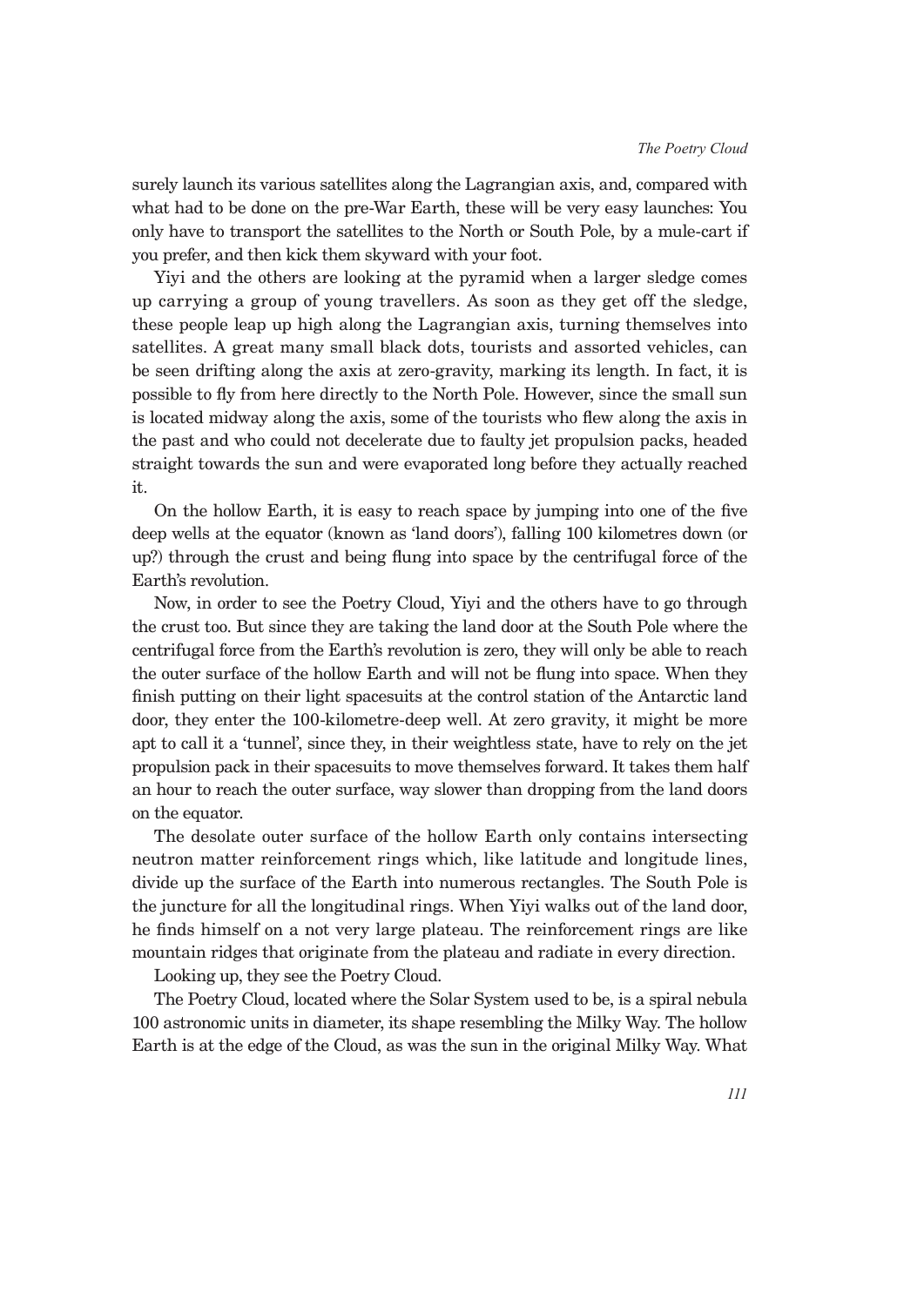surely launch its various satellites along the Lagrangian axis, and, compared with what had to be done on the pre-War Earth, these will be very easy launches: You only have to transport the satellites to the North or South Pole, by a mule-cart if you prefer, and then kick them skyward with your foot.

Yiyi and the others are looking at the pyramid when a larger sledge comes up carrying a group of young travellers. As soon as they get off the sledge, these people leap up high along the Lagrangian axis, turning themselves into satellites. A great many small black dots, tourists and assorted vehicles, can be seen drifting along the axis at zero-gravity, marking its length. In fact, it is possible to fly from here directly to the North Pole. However, since the small sun is located midway along the axis, some of the tourists who flew along the axis in the past and who could not decelerate due to faulty jet propulsion packs, headed straight towards the sun and were evaporated long before they actually reached it.

On the hollow Earth, it is easy to reach space by jumping into one of the five deep wells at the equator (known as 'land doors'), falling 100 kilometres down (or up?) through the crust and being flung into space by the centrifugal force of the Earth's revolution.

Now, in order to see the Poetry Cloud, Yiyi and the others have to go through the crust too. But since they are taking the land door at the South Pole where the centrifugal force from the Earth's revolution is zero, they will only be able to reach the outer surface of the hollow Earth and will not be flung into space. When they finish putting on their light spacesuits at the control station of the Antarctic land door, they enter the 100-kilometre-deep well. At zero gravity, it might be more apt to call it a 'tunnel', since they, in their weightless state, have to rely on the jet propulsion pack in their spacesuits to move themselves forward. It takes them half an hour to reach the outer surface, way slower than dropping from the land doors on the equator.

The desolate outer surface of the hollow Earth only contains intersecting neutron matter reinforcement rings which, like latitude and longitude lines, divide up the surface of the Earth into numerous rectangles. The South Pole is the juncture for all the longitudinal rings. When Yiyi walks out of the land door, he finds himself on a not very large plateau. The reinforcement rings are like mountain ridges that originate from the plateau and radiate in every direction.

Looking up, they see the Poetry Cloud.

The Poetry Cloud, located where the Solar System used to be, is a spiral nebula 100 astronomic units in diameter, its shape resembling the Milky Way. The hollow Earth is at the edge of the Cloud, as was the sun in the original Milky Way. What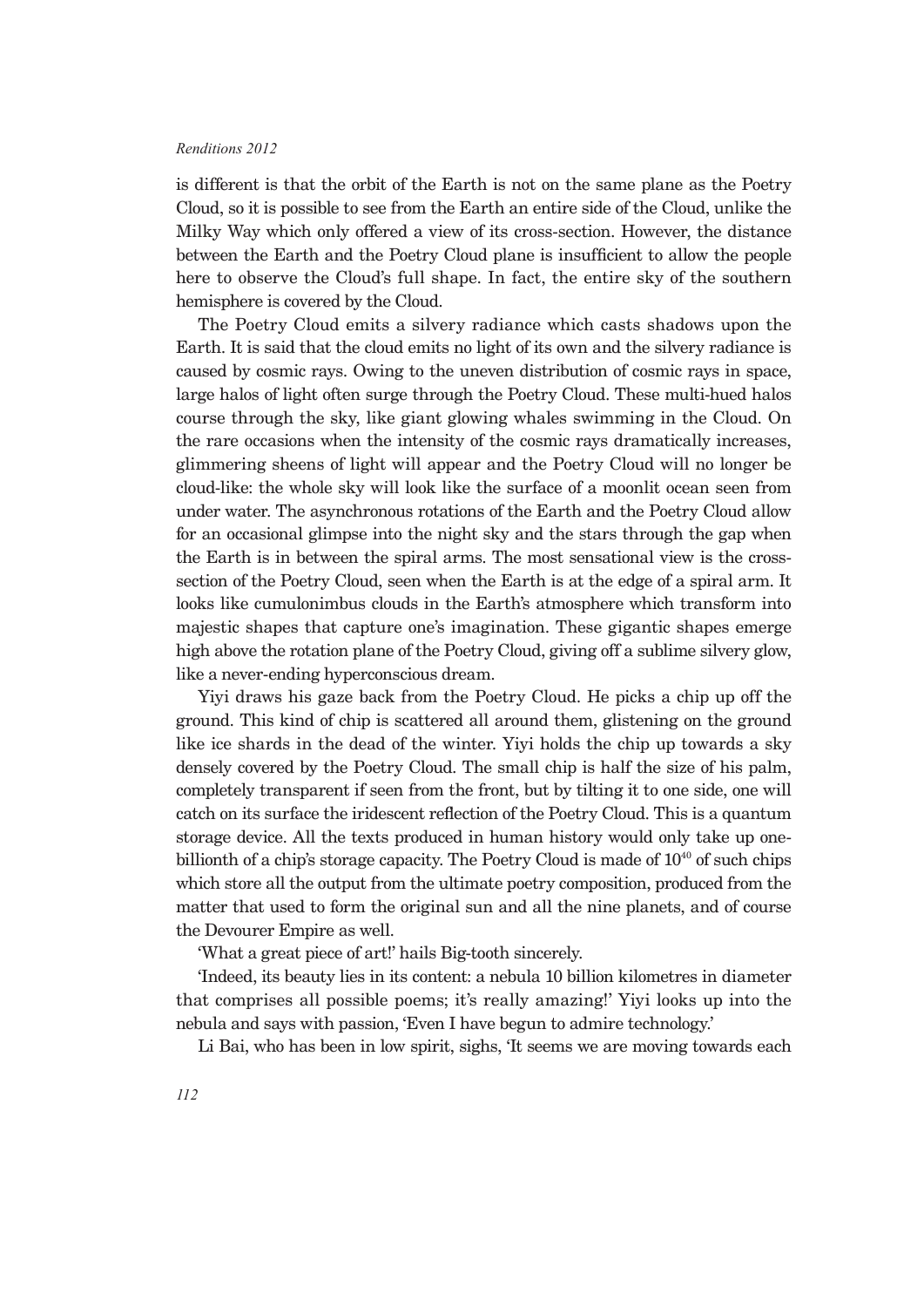is different is that the orbit of the Earth is not on the same plane as the Poetry Cloud, so it is possible to see from the Earth an entire side of the Cloud, unlike the Milky Way which only offered a view of its cross-section. However, the distance between the Earth and the Poetry Cloud plane is insufficient to allow the people here to observe the Cloud's full shape. In fact, the entire sky of the southern hemisphere is covered by the Cloud.

The Poetry Cloud emits a silvery radiance which casts shadows upon the Earth. It is said that the cloud emits no light of its own and the silvery radiance is caused by cosmic rays. Owing to the uneven distribution of cosmic rays in space, large halos of light often surge through the Poetry Cloud. These multi-hued halos course through the sky, like giant glowing whales swimming in the Cloud. On the rare occasions when the intensity of the cosmic rays dramatically increases, glimmering sheens of light will appear and the Poetry Cloud will no longer be cloud-like: the whole sky will look like the surface of a moonlit ocean seen from under water. The asynchronous rotations of the Earth and the Poetry Cloud allow for an occasional glimpse into the night sky and the stars through the gap when the Earth is in between the spiral arms. The most sensational view is the cross-section of the Poetry Cloud, seen when the Earth is at the edge of a spiral arm. It looks like cumulonimbus clouds in the Earth's atmosphere which transform into majestic shapes that capture one's imagination. These gigantic shapes emerge high above the rotation plane of the Poetry Cloud, giving off a sublime silvery glow, like a never-ending hyperconscious dream.

Yiyi draws his gaze back from the Poetry Cloud. He picks a chip up off the ground. This kind of chip is scattered all around them, glistening on the ground like ice shards in the dead of the winter. Yiyi holds the chip up towards a sky densely covered by the Poetry Cloud. The small chip is half the size of his palm, completely transparent if seen from the front, but by tilting it to one side, one will catch on its surface the iridescent reflection of the Poetry Cloud. This is a quantum storage device. All the texts produced in human history would only take up one-billionth of a chip's storage capacity. The Poetry Cloud is made of $10^{40}$ of such chips which store all the output from the ultimate poetry composition, produced from the matter that used to form the original sun and all the nine planets, and of course the Devourer Empire as well.

'What a great piece of art!' hails Big-tooth sincerely.

'Indeed, its beauty lies in its content: a nebula 10 billion kilometres in diameter that comprises all possible poems; it's really amazing!' Yiyi looks up into the nebula and says with passion, 'Even I have begun to admire technology.'

Li Bai, who has been in low spirit, sighs, 'It seems we are moving towards each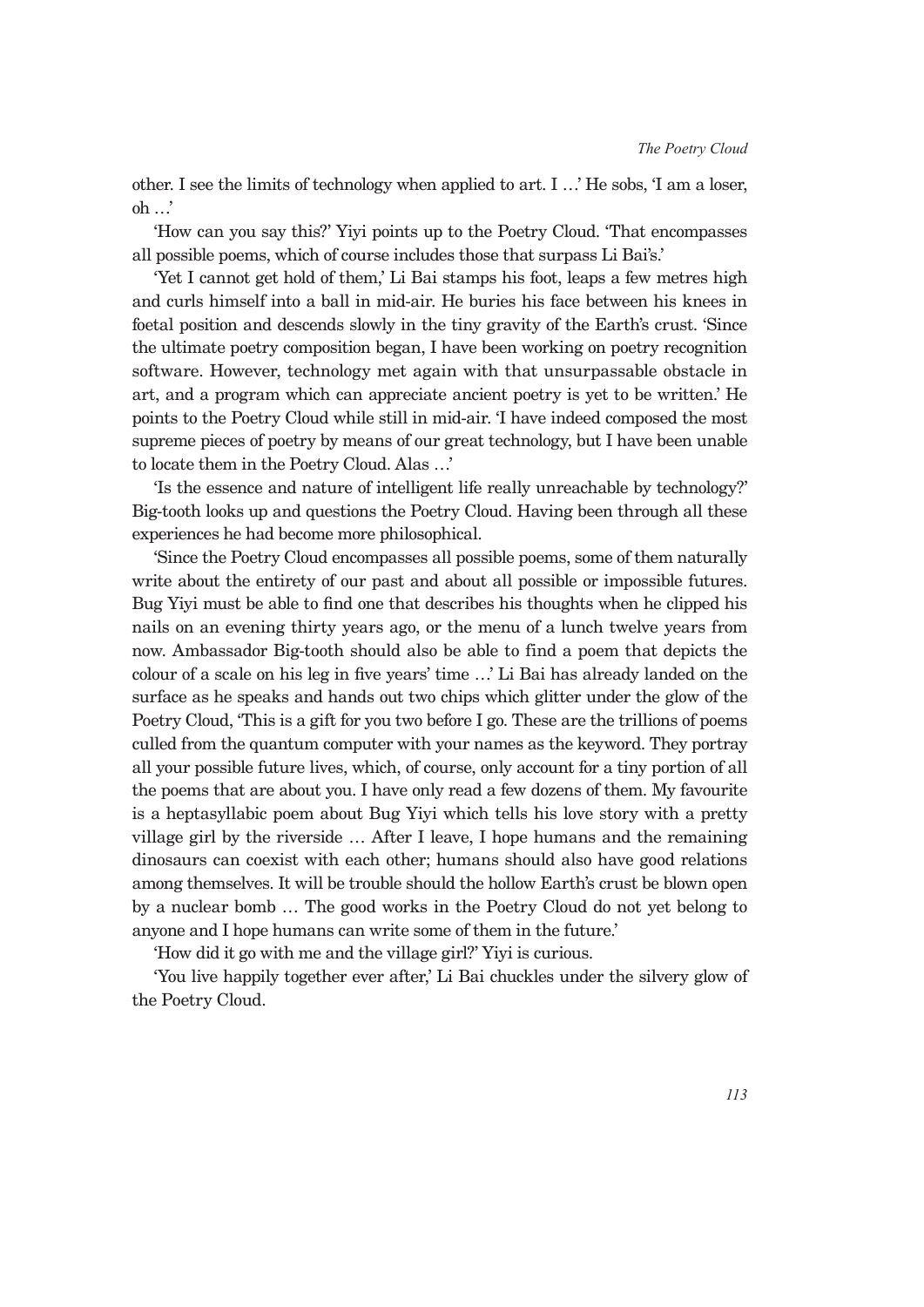other. I see the limits of technology when applied to art. I …' He sobs, 'I am a loser, oh …'

'How can you say this?' Yiyi points up to the Poetry Cloud. 'That encompasses all possible poems, which of course includes those that surpass Li Bai's.'

'Yet I cannot get hold of them,' Li Bai stamps his foot, leaps a few metres high and curls himself into a ball in mid-air. He buries his face between his knees in foetal position and descends slowly in the tiny gravity of the Earth's crust. 'Since the ultimate poetry composition began, I have been working on poetry recognition software. However, technology met again with that unsurpassable obstacle in art, and a program which can appreciate ancient poetry is yet to be written.' He points to the Poetry Cloud while still in mid-air. 'I have indeed composed the most supreme pieces of poetry by means of our great technology, but I have been unable to locate them in the Poetry Cloud. Alas …'

'Is the essence and nature of intelligent life really unreachable by technology?' Big-tooth looks up and questions the Poetry Cloud. Having been through all these experiences he had become more philosophical.

'Since the Poetry Cloud encompasses all possible poems, some of them naturally write about the entirety of our past and about all possible or impossible futures. Bug Yiyi must be able to find one that describes his thoughts when he clipped his nails on an evening thirty years ago, or the menu of a lunch twelve years from now. Ambassador Big-tooth should also be able to find a poem that depicts the colour of a scale on his leg in five years' time …' Li Bai has already landed on the surface as he speaks and hands out two chips which glitter under the glow of the Poetry Cloud, 'This is a gift for you two before I go. These are the trillions of poems culled from the quantum computer with your names as the keyword. They portray all your possible future lives, which, of course, only account for a tiny portion of all the poems that are about you. I have only read a few dozens of them. My favourite is a heptasyllabic poem about Bug Yiyi which tells his love story with a pretty village girl by the riverside … After I leave, I hope humans and the remaining dinosaurs can coexist with each other; humans should also have good relations among themselves. It will be trouble should the hollow Earth's crust be blown open by a nuclear bomb … The good works in the Poetry Cloud do not yet belong to anyone and I hope humans can write some of them in the future.'

'How did it go with me and the village girl?' Yiyi is curious.

'You live happily together ever after,' Li Bai chuckles under the silvery glow of the Poetry Cloud.